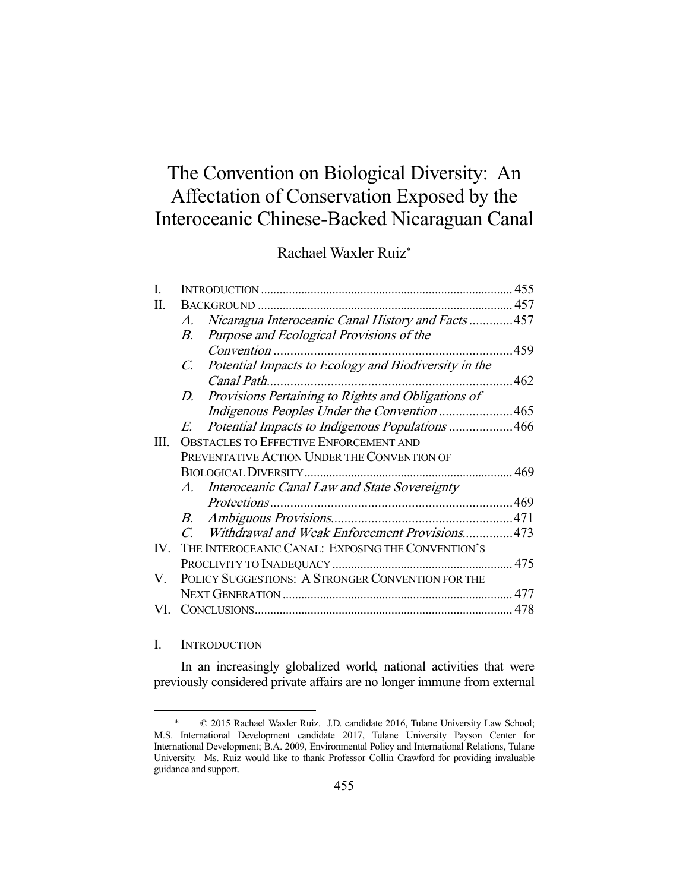# The Convention on Biological Diversity: An Affectation of Conservation Exposed by the Interoceanic Chinese-Backed Nicaraguan Canal

Rachael Waxler Ruiz*

| | | |
|---|---|---|
| I. | INTRODUCTION | 455 |
| II. | BACKGROUND | 457 |
| | A. *Nicaragua Interoceanic Canal History and Facts* | 457 |
| | B. *Purpose and Ecological Provisions of the Convention* | 459 |
| | C. *Potential Impacts to Ecology and Biodiversity in the Canal Path* | 462 |
| | D. *Provisions Pertaining to Rights and Obligations of Indigenous Peoples Under the Convention* | 465 |
| | E. *Potential Impacts to Indigenous Populations* | 466 |
| III. | OBSTACLES TO EFFECTIVE ENFORCEMENT AND PREVENTATIVE ACTION UNDER THE CONVENTION OF BIOLOGICAL DIVERSITY | 469 |
| | A. *Interoceanic Canal Law and State Sovereignty Protections* | 469 |
| | B. *Ambiguous Provisions* | 471 |
| | C. *Withdrawal and Weak Enforcement Provisions* | 473 |
| IV. | THE INTEROCEANIC CANAL: EXPOSING THE CONVENTION'S PROCLIVITY TO INADEQUACY | 475 |
| V. | POLICY SUGGESTIONS: A STRONGER CONVENTION FOR THE NEXT GENERATION | 477 |
| VI. | CONCLUSIONS | 478 |

## I. INTRODUCTION

In an increasingly globalized world, national activities that were previously considered private affairs are no longer immune from external

---

\* © 2015 Rachael Waxler Ruiz. J.D. candidate 2016, Tulane University Law School; M.S. International Development candidate 2017, Tulane University Payson Center for International Development; B.A. 2009, Environmental Policy and International Relations, Tulane University. Ms. Ruiz would like to thank Professor Collin Crawford for providing invaluable guidance and support.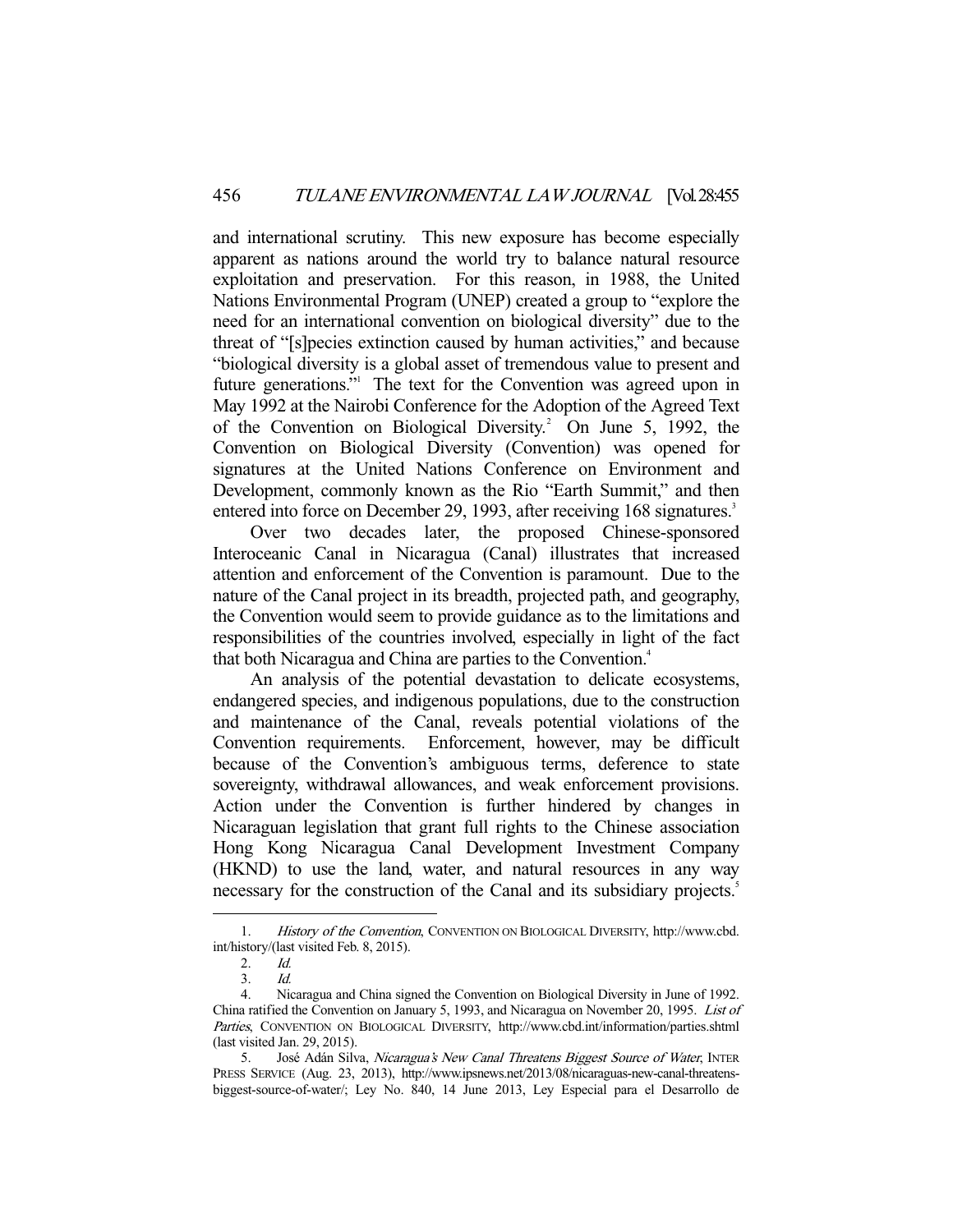and international scrutiny. This new exposure has become especially apparent as nations around the world try to balance natural resource exploitation and preservation. For this reason, in 1988, the United Nations Environmental Program (UNEP) created a group to "explore the need for an international convention on biological diversity" due to the threat of "[s]pecies extinction caused by human activities," and because "biological diversity is a global asset of tremendous value to present and future generations."[1] The text for the Convention was agreed upon in May 1992 at the Nairobi Conference for the Adoption of the Agreed Text of the Convention on Biological Diversity.[2] On June 5, 1992, the Convention on Biological Diversity (Convention) was opened for signatures at the United Nations Conference on Environment and Development, commonly known as the Rio "Earth Summit," and then entered into force on December 29, 1993, after receiving 168 signatures.[3]

Over two decades later, the proposed Chinese-sponsored Interoceanic Canal in Nicaragua (Canal) illustrates that increased attention and enforcement of the Convention is paramount. Due to the nature of the Canal project in its breadth, projected path, and geography, the Convention would seem to provide guidance as to the limitations and responsibilities of the countries involved, especially in light of the fact that both Nicaragua and China are parties to the Convention.[4]

An analysis of the potential devastation to delicate ecosystems, endangered species, and indigenous populations, due to the construction and maintenance of the Canal, reveals potential violations of the Convention requirements. Enforcement, however, may be difficult because of the Convention's ambiguous terms, deference to state sovereignty, withdrawal allowances, and weak enforcement provisions. Action under the Convention is further hindered by changes in Nicaraguan legislation that grant full rights to the Chinese association Hong Kong Nicaragua Canal Development Investment Company (HKND) to use the land, water, and natural resources in any way necessary for the construction of the Canal and its subsidiary projects.[5]

---

1. *History of the Convention*, CONVENTION ON BIOLOGICAL DIVERSITY, http://www.cbd.int/history/(last visited Feb. 8, 2015).

2. *Id.*

3. *Id.*

4. Nicaragua and China signed the Convention on Biological Diversity in June of 1992. China ratified the Convention on January 5, 1993, and Nicaragua on November 20, 1995. *List of Parties*, CONVENTION ON BIOLOGICAL DIVERSITY, http://www.cbd.int/information/parties.shtml (last visited Jan. 29, 2015).

5. José Adán Silva, *Nicaragua's New Canal Threatens Biggest Source of Water*, INTER PRESS SERVICE (Aug. 23, 2013), http://www.ipsnews.net/2013/08/nicaraguas-new-canal-threatens-biggest-source-of-water/; Ley No. 840, 14 June 2013, Ley Especial para el Desarrollo de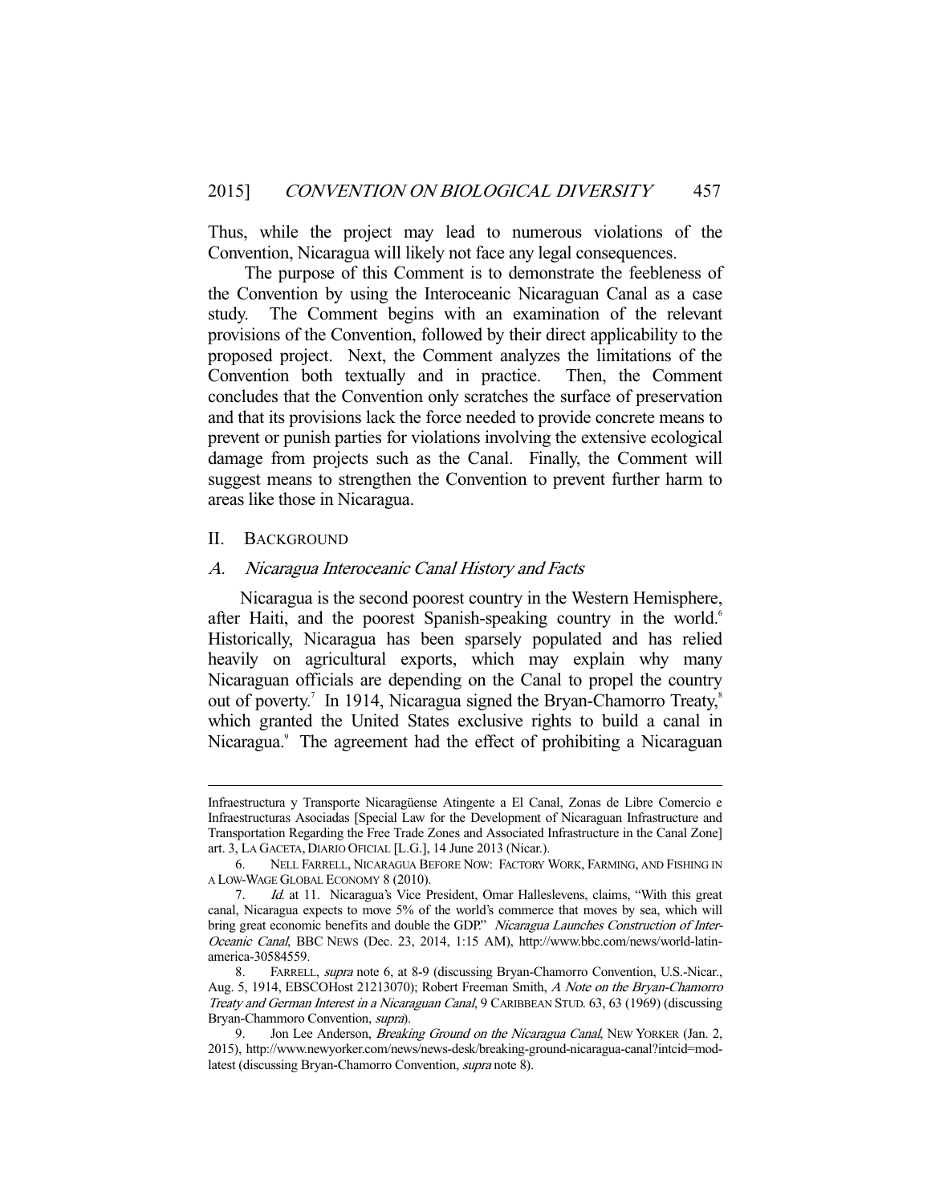Thus, while the project may lead to numerous violations of the Convention, Nicaragua will likely not face any legal consequences.

The purpose of this Comment is to demonstrate the feebleness of the Convention by using the Interoceanic Nicaraguan Canal as a case study. The Comment begins with an examination of the relevant provisions of the Convention, followed by their direct applicability to the proposed project. Next, the Comment analyzes the limitations of the Convention both textually and in practice. Then, the Comment concludes that the Convention only scratches the surface of preservation and that its provisions lack the force needed to provide concrete means to prevent or punish parties for violations involving the extensive ecological damage from projects such as the Canal. Finally, the Comment will suggest means to strengthen the Convention to prevent further harm to areas like those in Nicaragua.

## II. BACKGROUND

### *A. Nicaragua Interoceanic Canal History and Facts*

Nicaragua is the second poorest country in the Western Hemisphere, after Haiti, and the poorest Spanish-speaking country in the world.[6] Historically, Nicaragua has been sparsely populated and has relied heavily on agricultural exports, which may explain why many Nicaraguan officials are depending on the Canal to propel the country out of poverty.[7] In 1914, Nicaragua signed the Bryan-Chamorro Treaty,[8] which granted the United States exclusive rights to build a canal in Nicaragua.[9] The agreement had the effect of prohibiting a Nicaraguan

---

Infraestructura y Transporte Nicaragüense Atingente a El Canal, Zonas de Libre Comercio e Infraestructuras Asociadas [Special Law for the Development of Nicaraguan Infrastructure and Transportation Regarding the Free Trade Zones and Associated Infrastructure in the Canal Zone] art. 3, LA GACETA, DIARIO OFICIAL [L.G.], 14 June 2013 (Nicar.).

6. NELL FARRELL, NICARAGUA BEFORE NOW: FACTORY WORK, FARMING, AND FISHING IN A LOW-WAGE GLOBAL ECONOMY 8 (2010).

7. *Id.* at 11. Nicaragua's Vice President, Omar Hallesleven, claims, "With this great canal, Nicaragua expects to move 5% of the world's commerce that moves by sea, which will bring great economic benefits and double the GDP." *Nicaragua Launches Construction of Inter-Oceanic Canal*, BBC NEWS (Dec. 23, 2014, 1:15 AM), http://www.bbc.com/news/world-latin-america-30584559.

8. FARRELL, *supra* note 6, at 8-9 (discussing Bryan-Chamorro Convention, U.S.-Nicar., Aug. 5, 1914, EBSCOHost 21213070); Robert Freeman Smith, *A Note on the Bryan-Chamorro Treaty and German Interest in a Nicaraguan Canal*, 9 CARIBBEAN STUD. 63, 63 (1969) (discussing Bryan-Chammoro Convention, *supra*).

9. Jon Lee Anderson, *Breaking Ground on the Nicaragua Canal*, NEW YORKER (Jan. 2, 2015), http://www.newyorker.com/news/news-desk/breaking-ground-nicaragua-canal?intcid=mod-latest (discussing Bryan-Chamorro Convention, *supra* note 8).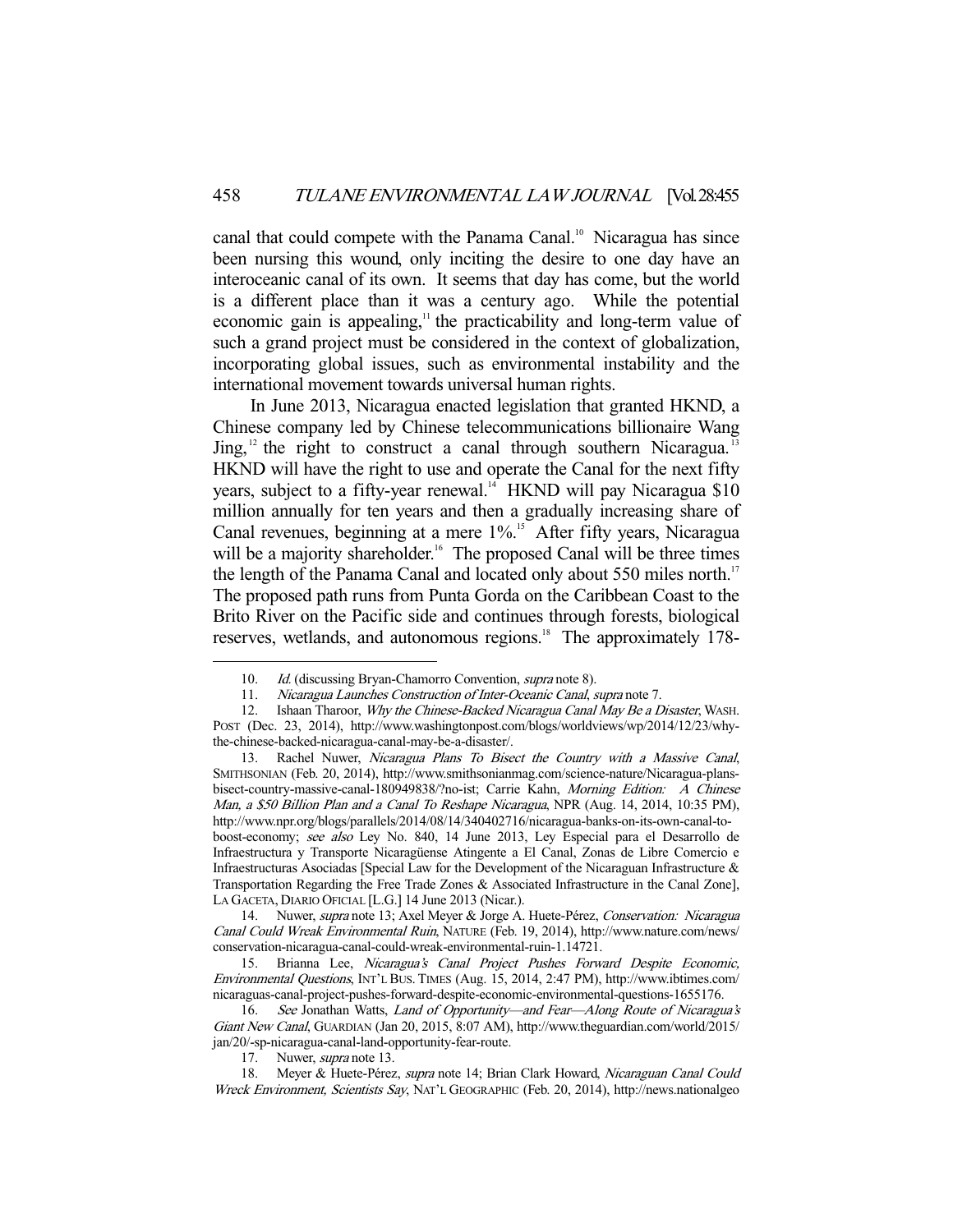canal that could compete with the Panama Canal.[10] Nicaragua has since been nursing this wound, only inciting the desire to one day have an interoceanic canal of its own. It seems that day has come, but the world is a different place than it was a century ago. While the potential economic gain is appealing,[11] the practicability and long-term value of such a grand project must be considered in the context of globalization, incorporating global issues, such as environmental instability and the international movement towards universal human rights.

In June 2013, Nicaragua enacted legislation that granted HKND, a Chinese company led by Chinese telecommunications billionaire Wang Jing,[12] the right to construct a canal through southern Nicaragua.[13] HKND will have the right to use and operate the Canal for the next fifty years, subject to a fifty-year renewal.[14] HKND will pay Nicaragua $10 million annually for ten years and then a gradually increasing share of Canal revenues, beginning at a mere 1%.[15] After fifty years, Nicaragua will be a majority shareholder.[16] The proposed Canal will be three times the length of the Panama Canal and located only about 550 miles north.[17] The proposed path runs from Punta Gorda on the Caribbean Coast to the Brito River on the Pacific side and continues through forests, biological reserves, wetlands, and autonomous regions.[18] The approximately 178-

---

10. *Id.* (discussing Bryan-Chamorro Convention, *supra* note 8).

11. *Nicaragua Launches Construction of Inter-Oceanic Canal*, *supra* note 7.

12. Ishaan Tharoor, *Why the Chinese-Backed Nicaragua Canal May Be a Disaster*, WASH. POST (Dec. 23, 2014), http://www.washingtonpost.com/blogs/worldviews/wp/2014/12/23/why-the-chinese-backed-nicaragua-canal-may-be-a-disaster/.

13. Rachel Nuwer, *Nicaragua Plans To Bisect the Country with a Massive Canal*, SMITHSONIAN (Feb. 20, 2014), http://www.smithsonianmag.com/science-nature/Nicaragua-plans-bisect-country-massive-canal-180949838/?no-ist; Carrie Kahn, *Morning Edition: A Chinese Man, a $50 Billion Plan and a Canal To Reshape Nicaragua*, NPR (Aug. 14, 2014, 10:35 PM), http://www.npr.org/blogs/parallels/2014/08/14/340402716/nicaragua-banks-on-its-own-canal-to-boost-economy; *see also* Ley No. 840, 14 June 2013, Ley Especial para el Desarrollo de Infraestructura y Transporte Nicaragüense Atingente a El Canal, Zonas de Libre Comercio e Infraestructuras Asociadas [Special Law for the Development of the Nicaraguan Infrastructure & Transportation Regarding the Free Trade Zones & Associated Infrastructure in the Canal Zone], LA GACETA, DIARIO OFICIAL [L.G.] 14 June 2013 (Nicar.).

14. Nuwer, *supra* note 13; Axel Meyer & Jorge A. Huete-Pérez, *Conservation: Nicaragua Canal Could Wreak Environmental Ruin*, NATURE (Feb. 19, 2014), http://www.nature.com/news/conservation-nicaragua-canal-could-wreak-environmental-ruin-1.14721.

15. Brianna Lee, *Nicaragua's Canal Project Pushes Forward Despite Economic, Environmental Questions*, INT'L BUS. TIMES (Aug. 15, 2014, 2:47 PM), http://www.ibtimes.com/nicaraguas-canal-project-pushes-forward-despite-economic-environmental-questions-1655176.

16. *See* Jonathan Watts, *Land of Opportunity—and Fear—Along Route of Nicaragua's Giant New Canal*, GUARDIAN (Jan 20, 2015, 8:07 AM), http://www.theguardian.com/world/2015/jan/20/-sp-nicaragua-canal-land-opportunity-fear-route.

17. Nuwer, *supra* note 13.

18. Meyer & Huete-Pérez, *supra* note 14; Brian Clark Howard, *Nicaraguan Canal Could Wreck Environment, Scientists Say*, NAT'L GEOGRAPHIC (Feb. 20, 2014), http://news.nationalgeo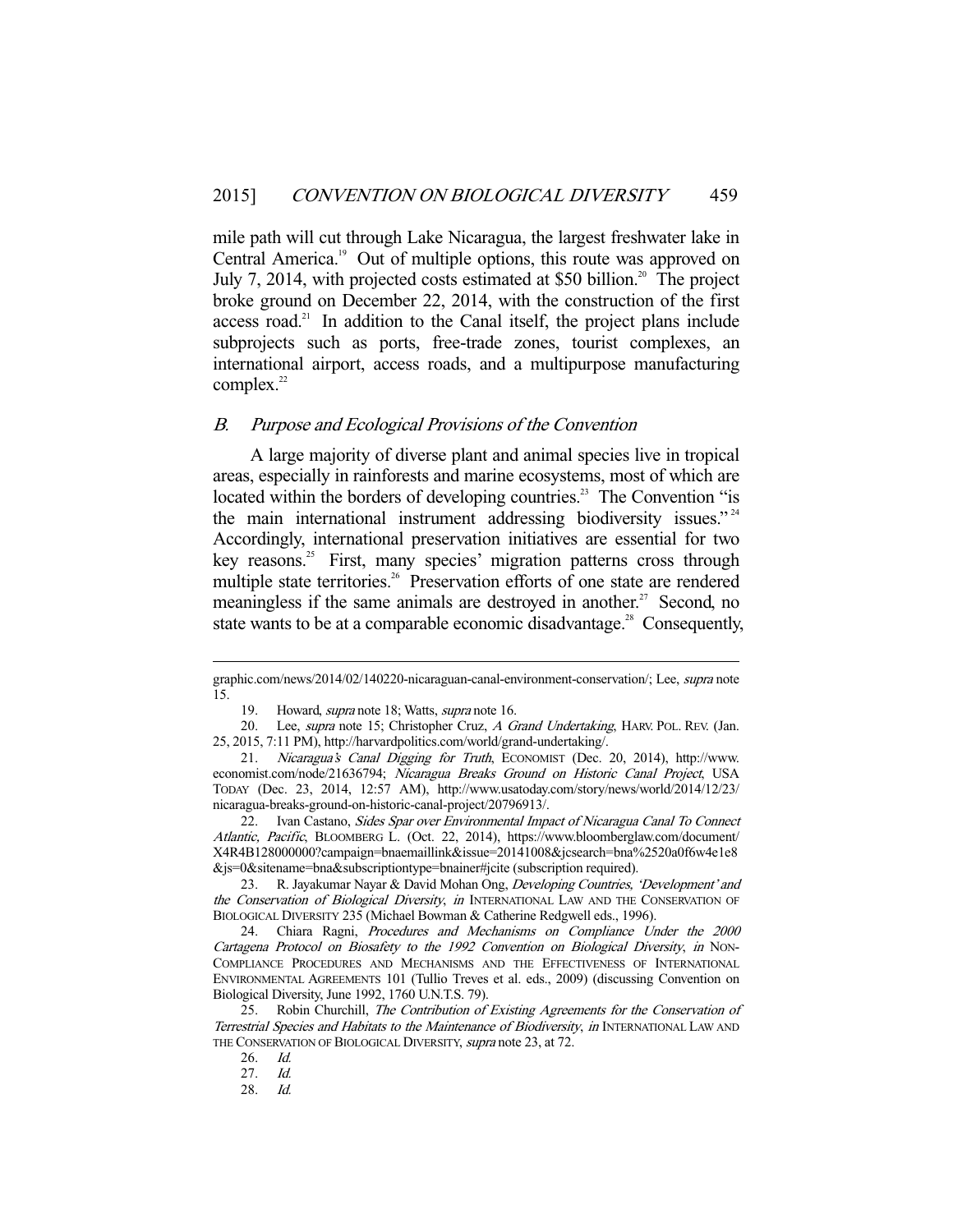mile path will cut through Lake Nicaragua, the largest freshwater lake in Central America.[19] Out of multiple options, this route was approved on July 7, 2014, with projected costs estimated at $50 billion.[20] The project broke ground on December 22, 2014, with the construction of the first access road.[21] In addition to the Canal itself, the project plans include subprojects such as ports, free-trade zones, tourist complexes, an international airport, access roads, and a multipurpose manufacturing complex.[22]

### *B. Purpose and Ecological Provisions of the Convention*

A large majority of diverse plant and animal species live in tropical areas, especially in rainforests and marine ecosystems, most of which are located within the borders of developing countries.[23] The Convention "is the main international instrument addressing biodiversity issues."[24] Accordingly, international preservation initiatives are essential for two key reasons.[25] First, many species' migration patterns cross through multiple state territories.[26] Preservation efforts of one state are rendered meaningless if the same animals are destroyed in another.[27] Second, no state wants to be at a comparable economic disadvantage.[28] Consequently,

---

graphic.com/news/2014/02/140220-nicaraguan-canal-environment-conservation/; Lee, *supra* note 15.

19. Howard, *supra* note 18; Watts, *supra* note 16.

20. Lee, *supra* note 15; Christopher Cruz, *A Grand Undertaking*, HARV. POL. REV. (Jan. 25, 2015, 7:11 PM), http://harvardpolitics.com/world/grand-undertaking/.

21. *Nicaragua's Canal Digging for Truth*, ECONOMIST (Dec. 20, 2014), http://www.economist.com/node/21636794; *Nicaragua Breaks Ground on Historic Canal Project*, USA TODAY (Dec. 23, 2014, 12:57 AM), http://www.usatoday.com/story/news/world/2014/12/23/nicaragua-breaks-ground-on-historic-canal-project/20796913/.

22. Ivan Castano, *Sides Spar over Environmental Impact of Nicaragua Canal To Connect Atlantic, Pacific*, BLOOMBERG L. (Oct. 22, 2014), https://www.bloomberglaw.com/document/X4R4B128000000?campaign=bnaemaillink&issue=20141008&jcsearch=bna%2520a0f6w4e1e8&js=0&sitename=bna&subscriptiontype=bnainer#jcite (subscription required).

23. R. Jayakumar Nayar & David Mohan Ong, *Developing Countries, 'Development' and the Conservation of Biological Diversity*, *in* INTERNATIONAL LAW AND THE CONSERVATION OF BIOLOGICAL DIVERSITY 235 (Michael Bowman & Catherine Redgwell eds., 1996).

24. Chiara Ragni, *Procedures and Mechanisms on Compliance Under the 2000 Cartagena Protocol on Biosafety to the 1992 Convention on Biological Diversity*, *in* NON-COMPLIANCE PROCEDURES AND MECHANISMS AND THE EFFECTIVENESS OF INTERNATIONAL ENVIRONMENTAL AGREEMENTS 101 (Tullio Treves et al. eds., 2009) (discussing Convention on Biological Diversity, June 1992, 1760 U.N.T.S. 79).

25. Robin Churchill, *The Contribution of Existing Agreements for the Conservation of Terrestrial Species and Habitats to the Maintenance of Biodiversity*, *in* INTERNATIONAL LAW AND THE CONSERVATION OF BIOLOGICAL DIVERSITY, *supra* note 23, at 72.

26. *Id.*

27. *Id.*

28. *Id.*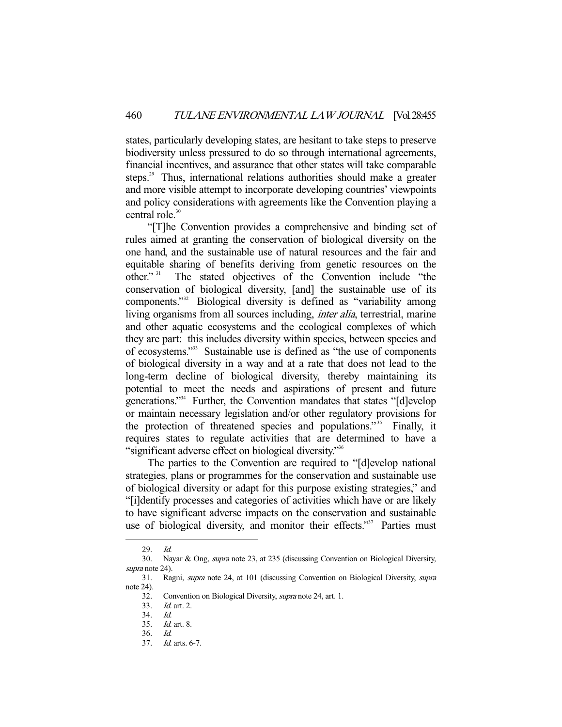states, particularly developing states, are hesitant to take steps to preserve biodiversity unless pressured to do so through international agreements, financial incentives, and assurance that other states will take comparable steps.[29] Thus, international relations authorities should make a greater and more visible attempt to incorporate developing countries' viewpoints and policy considerations with agreements like the Convention playing a central role.[30]

"[T]he Convention provides a comprehensive and binding set of rules aimed at granting the conservation of biological diversity on the one hand, and the sustainable use of natural resources and the fair and equitable sharing of benefits deriving from genetic resources on the other."[31] The stated objectives of the Convention include "the conservation of biological diversity, [and] the sustainable use of its components."[32] Biological diversity is defined as "variability among living organisms from all sources including, *inter alia*, terrestrial, marine and other aquatic ecosystems and the ecological complexes of which they are part: this includes diversity within species, between species and of ecosystems."[33] Sustainable use is defined as "the use of components of biological diversity in a way and at a rate that does not lead to the long-term decline of biological diversity, thereby maintaining its potential to meet the needs and aspirations of present and future generations."[34] Further, the Convention mandates that states "[d]evelop or maintain necessary legislation and/or other regulatory provisions for the protection of threatened species and populations."[35] Finally, it requires states to regulate activities that are determined to have a "significant adverse effect on biological diversity."[36]

The parties to the Convention are required to "[d]evelop national strategies, plans or programmes for the conservation and sustainable use of biological diversity or adapt for this purpose existing strategies," and "[i]dentify processes and categories of activities which have or are likely to have significant adverse impacts on the conservation and sustainable use of biological diversity, and monitor their effects."[37] Parties must

---

29. *Id.*
30. Nayar & Ong, *supra* note 23, at 235 (discussing Convention on Biological Diversity, *supra* note 24).
31. Ragni, *supra* note 24, at 101 (discussing Convention on Biological Diversity, *supra* note 24).
32. Convention on Biological Diversity, *supra* note 24, art. 1.
33. *Id.* art. 2.
34. *Id.*
35. *Id.* art. 8.
36. *Id.*
37. *Id.* arts. 6-7.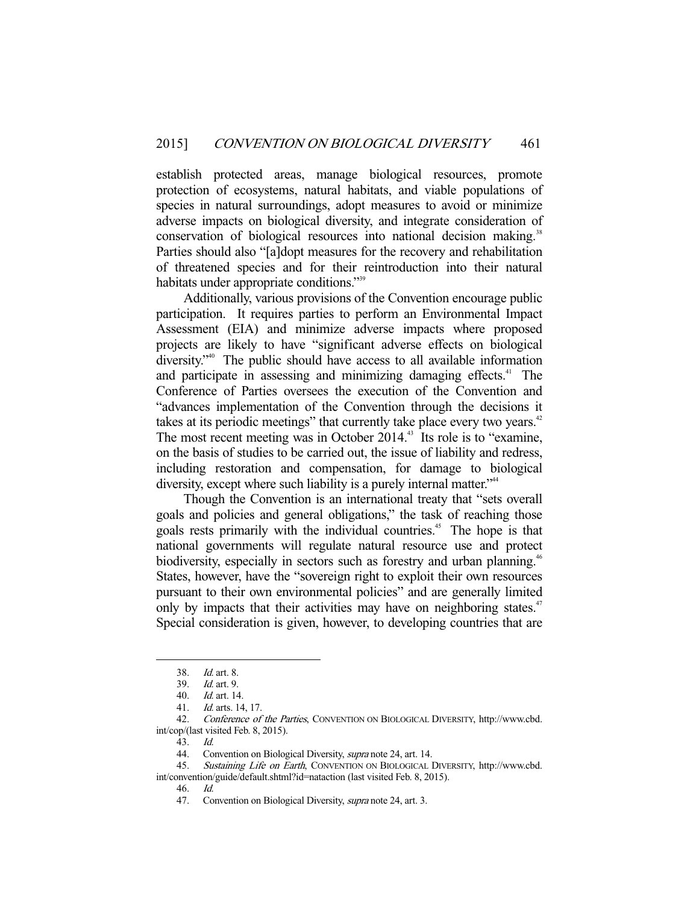establish protected areas, manage biological resources, promote protection of ecosystems, natural habitats, and viable populations of species in natural surroundings, adopt measures to avoid or minimize adverse impacts on biological diversity, and integrate consideration of conservation of biological resources into national decision making.[38] Parties should also "[a]dopt measures for the recovery and rehabilitation of threatened species and for their reintroduction into their natural habitats under appropriate conditions."[39]

Additionally, various provisions of the Convention encourage public participation. It requires parties to perform an Environmental Impact Assessment (EIA) and minimize adverse impacts where proposed projects are likely to have "significant adverse effects on biological diversity."[40] The public should have access to all available information and participate in assessing and minimizing damaging effects.[41] The Conference of Parties oversees the execution of the Convention and "advances implementation of the Convention through the decisions it takes at its periodic meetings" that currently take place every two years.[42] The most recent meeting was in October 2014.[43] Its role is to "examine, on the basis of studies to be carried out, the issue of liability and redress, including restoration and compensation, for damage to biological diversity, except where such liability is a purely internal matter."[44]

Though the Convention is an international treaty that "sets overall goals and policies and general obligations," the task of reaching those goals rests primarily with the individual countries.[45] The hope is that national governments will regulate natural resource use and protect biodiversity, especially in sectors such as forestry and urban planning.[46] States, however, have the "sovereign right to exploit their own resources pursuant to their own environmental policies" and are generally limited only by impacts that their activities may have on neighboring states.[47] Special consideration is given, however, to developing countries that are

---

38. *Id.* art. 8.

39. *Id.* art. 9.

40. *Id.* art. 14.

41. *Id.* arts. 14, 17.

42. *Conference of the Parties*, CONVENTION ON BIOLOGICAL DIVERSITY, http://www.cbd.int/cop/(last visited Feb. 8, 2015).

43. *Id.*

44. Convention on Biological Diversity, *supra* note 24, art. 14.

45. *Sustaining Life on Earth*, CONVENTION ON BIOLOGICAL DIVERSITY, http://www.cbd.int/convention/guide/default.shtml?id=nataction (last visited Feb. 8, 2015).

46. *Id.*

47. Convention on Biological Diversity, *supra* note 24, art. 3.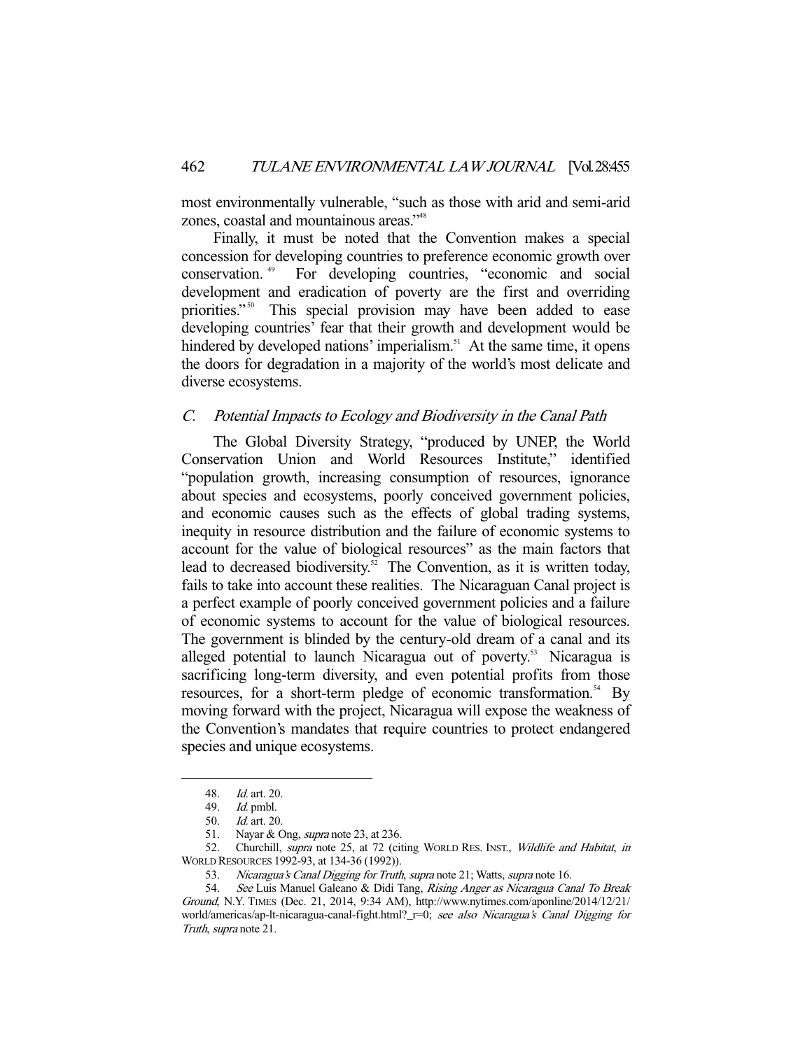most environmentally vulnerable, "such as those with arid and semi-arid zones, coastal and mountainous areas."[48]

Finally, it must be noted that the Convention makes a special concession for developing countries to preference economic growth over conservation.[49] For developing countries, "economic and social development and eradication of poverty are the first and overriding priorities."[50] This special provision may have been added to ease developing countries' fear that their growth and development would be hindered by developed nations' imperialism.[51] At the same time, it opens the doors for degradation in a majority of the world's most delicate and diverse ecosystems.

### *C. Potential Impacts to Ecology and Biodiversity in the Canal Path*

The Global Diversity Strategy, "produced by UNEP, the World Conservation Union and World Resources Institute," identified "population growth, increasing consumption of resources, ignorance about species and ecosystems, poorly conceived government policies, and economic causes such as the effects of global trading systems, inequity in resource distribution and the failure of economic systems to account for the value of biological resources" as the main factors that lead to decreased biodiversity.[52] The Convention, as it is written today, fails to take into account these realities. The Nicaraguan Canal project is a perfect example of poorly conceived government policies and a failure of economic systems to account for the value of biological resources. The government is blinded by the century-old dream of a canal and its alleged potential to launch Nicaragua out of poverty.[53] Nicaragua is sacrificing long-term diversity, and even potential profits from those resources, for a short-term pledge of economic transformation.[54] By moving forward with the project, Nicaragua will expose the weakness of the Convention's mandates that require countries to protect endangered species and unique ecosystems.

---

48. *Id.* art. 20.
49. *Id.* pmbl.
50. *Id.* art. 20.
51. Nayar & Ong, *supra* note 23, at 236.
52. Churchill, *supra* note 25, at 72 (citing WORLD RES. INST., *Wildlife and Habitat*, *in* WORLD RESOURCES 1992-93, at 134-36 (1992)).
53. *Nicaragua's Canal Digging for Truth*, *supra* note 21; Watts, *supra* note 16.
54. *See* Luis Manuel Galeano & Didi Tang, *Rising Anger as Nicaragua Canal To Break Ground*, N.Y. TIMES (Dec. 21, 2014, 9:34 AM), http://www.nytimes.com/aponline/2014/12/21/world/americas/ap-lt-nicaragua-canal-fight.html?_r=0; *see also Nicaragua's Canal Digging for Truth*, *supra* note 21.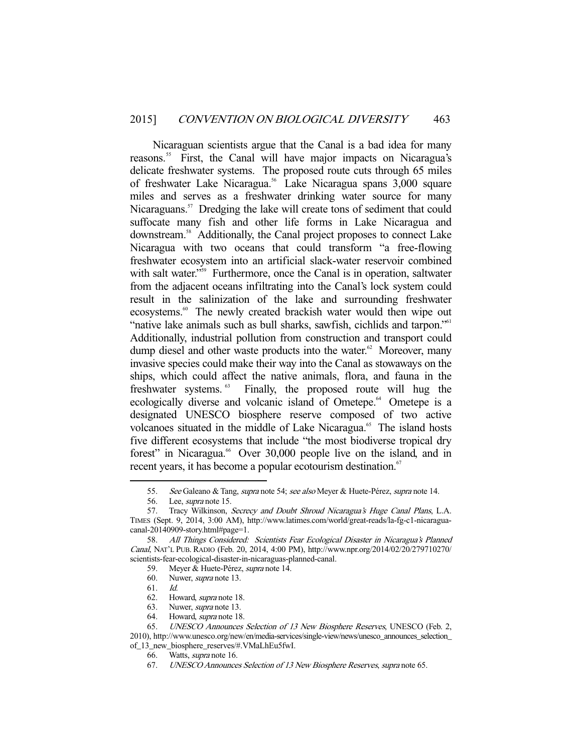Nicaraguan scientists argue that the Canal is a bad idea for many reasons.[55] First, the Canal will have major impacts on Nicaragua's delicate freshwater systems. The proposed route cuts through 65 miles of freshwater Lake Nicaragua.[56] Lake Nicaragua spans 3,000 square miles and serves as a freshwater drinking water source for many Nicaraguans.[57] Dredging the lake will create tons of sediment that could suffocate many fish and other life forms in Lake Nicaragua and downstream.[58] Additionally, the Canal project proposes to connect Lake Nicaragua with two oceans that could transform "a free-flowing freshwater ecosystem into an artificial slack-water reservoir combined with salt water."[59] Furthermore, once the Canal is in operation, saltwater from the adjacent oceans infiltrating into the Canal's lock system could result in the salinization of the lake and surrounding freshwater ecosystems.[60] The newly created brackish water would then wipe out "native lake animals such as bull sharks, sawfish, cichlids and tarpon."[61] Additionally, industrial pollution from construction and transport could dump diesel and other waste products into the water.[62] Moreover, many invasive species could make their way into the Canal as stowaways on the ships, which could affect the native animals, flora, and fauna in the freshwater systems.[63] Finally, the proposed route will hug the ecologically diverse and volcanic island of Ometepe.[64] Ometepe is a designated UNESCO biosphere reserve composed of two active volcanoes situated in the middle of Lake Nicaragua.[65] The island hosts five different ecosystems that include "the most biodiverse tropical dry forest" in Nicaragua.[66] Over 30,000 people live on the island, and in recent years, it has become a popular ecotourism destination.[67]

---

55. *See* Galeano & Tang, *supra* note 54; *see also* Meyer & Huete-Pérez, *supra* note 14.

56. Lee, *supra* note 15.

57. Tracy Wilkinson, *Secrecy and Doubt Shroud Nicaragua's Huge Canal Plans*, L.A. TIMES (Sept. 9, 2014, 3:00 AM), http://www.latimes.com/world/great-reads/la-fg-c1-nicaragua-canal-20140909-story.html#page=1.

58. *All Things Considered: Scientists Fear Ecological Disaster in Nicaragua's Planned Canal*, NAT'L PUB. RADIO (Feb. 20, 2014, 4:00 PM), http://www.npr.org/2014/02/20/279710270/scientists-fear-ecological-disaster-in-nicaraguas-planned-canal.

59. Meyer & Huete-Pérez, *supra* note 14.

60. Nuwer, *supra* note 13.

61. *Id.*

62. Howard, *supra* note 18.

63. Nuwer, *supra* note 13.

64. Howard, *supra* note 18.

65. *UNESCO Announces Selection of 13 New Biosphere Reserves*, UNESCO (Feb. 2, 2010), http://www.unesco.org/new/en/media-services/single-view/news/unesco_announces_selection_of_13_new_biosphere_reserves/#.VMaLhEu5fwI.

66. Watts, *supra* note 16.

67. *UNESCO Announces Selection of 13 New Biosphere Reserves*, *supra* note 65.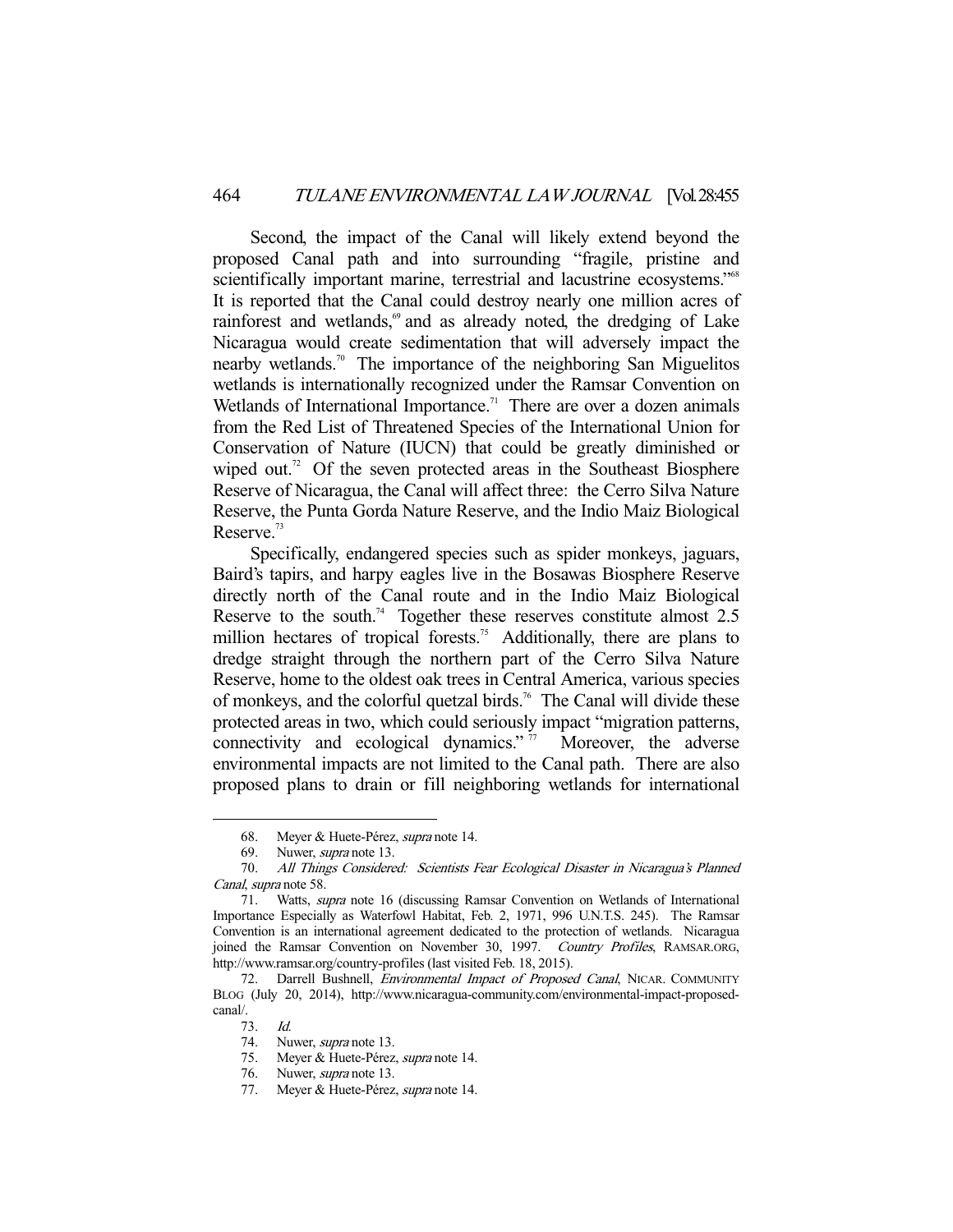Second, the impact of the Canal will likely extend beyond the proposed Canal path and into surrounding "fragile, pristine and scientifically important marine, terrestrial and lacustrine ecosystems."[68] It is reported that the Canal could destroy nearly one million acres of rainforest and wetlands,[69] and as already noted, the dredging of Lake Nicaragua would create sedimentation that will adversely impact the nearby wetlands.[70] The importance of the neighboring San Miguelitos wetlands is internationally recognized under the Ramsar Convention on Wetlands of International Importance.[71] There are over a dozen animals from the Red List of Threatened Species of the International Union for Conservation of Nature (IUCN) that could be greatly diminished or wiped out.[72] Of the seven protected areas in the Southeast Biosphere Reserve of Nicaragua, the Canal will affect three: the Cerro Silva Nature Reserve, the Punta Gorda Nature Reserve, and the Indio Maiz Biological Reserve.[73]

Specifically, endangered species such as spider monkeys, jaguars, Baird's tapirs, and harpy eagles live in the Bosawas Biosphere Reserve directly north of the Canal route and in the Indio Maiz Biological Reserve to the south.[74] Together these reserves constitute almost 2.5 million hectares of tropical forests.[75] Additionally, there are plans to dredge straight through the northern part of the Cerro Silva Nature Reserve, home to the oldest oak trees in Central America, various species of monkeys, and the colorful quetzal birds.[76] The Canal will divide these protected areas in two, which could seriously impact "migration patterns, connectivity and ecological dynamics."[77] Moreover, the adverse environmental impacts are not limited to the Canal path. There are also proposed plans to drain or fill neighboring wetlands for international

---

68. Meyer & Huete-Pérez, *supra* note 14.

69. Nuwer, *supra* note 13.

70. *All Things Considered: Scientists Fear Ecological Disaster in Nicaragua's Planned Canal*, *supra* note 58.

71. Watts, *supra* note 16 (discussing Ramsar Convention on Wetlands of International Importance Especially as Waterfowl Habitat, Feb. 2, 1971, 996 U.N.T.S. 245). The Ramsar Convention is an international agreement dedicated to the protection of wetlands. Nicaragua joined the Ramsar Convention on November 30, 1997. *Country Profiles*, RAMSAR.ORG, http://www.ramsar.org/country-profiles (last visited Feb. 18, 2015).

72. Darrell Bushnell, *Environmental Impact of Proposed Canal*, NICAR. COMMUNITY BLOG (July 20, 2014), http://www.nicaragua-community.com/environmental-impact-proposed-canal/.

73. *Id.*

74. Nuwer, *supra* note 13.

75. Meyer & Huete-Pérez, *supra* note 14.

76. Nuwer, *supra* note 13.

77. Meyer & Huete-Pérez, *supra* note 14.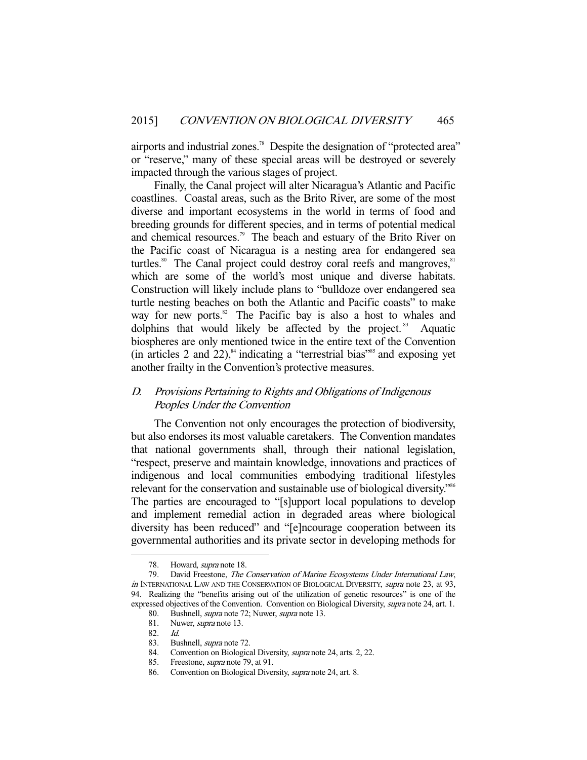airports and industrial zones.[78] Despite the designation of "protected area" or "reserve," many of these special areas will be destroyed or severely impacted through the various stages of project.

Finally, the Canal project will alter Nicaragua's Atlantic and Pacific coastlines. Coastal areas, such as the Brito River, are some of the most diverse and important ecosystems in the world in terms of food and breeding grounds for different species, and in terms of potential medical and chemical resources.[79] The beach and estuary of the Brito River on the Pacific coast of Nicaragua is a nesting area for endangered sea turtles.[80] The Canal project could destroy coral reefs and mangroves,[81] which are some of the world's most unique and diverse habitats. Construction will likely include plans to "bulldoze over endangered sea turtle nesting beaches on both the Atlantic and Pacific coasts" to make way for new ports.[82] The Pacific bay is also a host to whales and dolphins that would likely be affected by the project.[83] Aquatic biospheres are only mentioned twice in the entire text of the Convention (in articles 2 and 22),[84] indicating a "terrestrial bias"[85] and exposing yet another frailty in the Convention's protective measures.

### *D. Provisions Pertaining to Rights and Obligations of Indigenous Peoples Under the Convention*

The Convention not only encourages the protection of biodiversity, but also endorses its most valuable caretakers. The Convention mandates that national governments shall, through their national legislation, "respect, preserve and maintain knowledge, innovations and practices of indigenous and local communities embodying traditional lifestyles relevant for the conservation and sustainable use of biological diversity."[86] The parties are encouraged to "[s]upport local populations to develop and implement remedial action in degraded areas where biological diversity has been reduced" and "[e]ncourage cooperation between its governmental authorities and its private sector in developing methods for

---

78. Howard, *supra* note 18.

79. David Freestone, *The Conservation of Marine Ecosystems Under International Law*, *in* INTERNATIONAL LAW AND THE CONSERVATION OF BIOLOGICAL DIVERSITY, *supra* note 23, at 93, 94. Realizing the "benefits arising out of the utilization of genetic resources" is one of the expressed objectives of the Convention. Convention on Biological Diversity, *supra* note 24, art. 1.

80. Bushnell, *supra* note 72; Nuwer, *supra* note 13.

81. Nuwer, *supra* note 13.

82. *Id.*

83. Bushnell, *supra* note 72.

84. Convention on Biological Diversity, *supra* note 24, arts. 2, 22.

85. Freestone, *supra* note 79, at 91.

86. Convention on Biological Diversity, *supra* note 24, art. 8.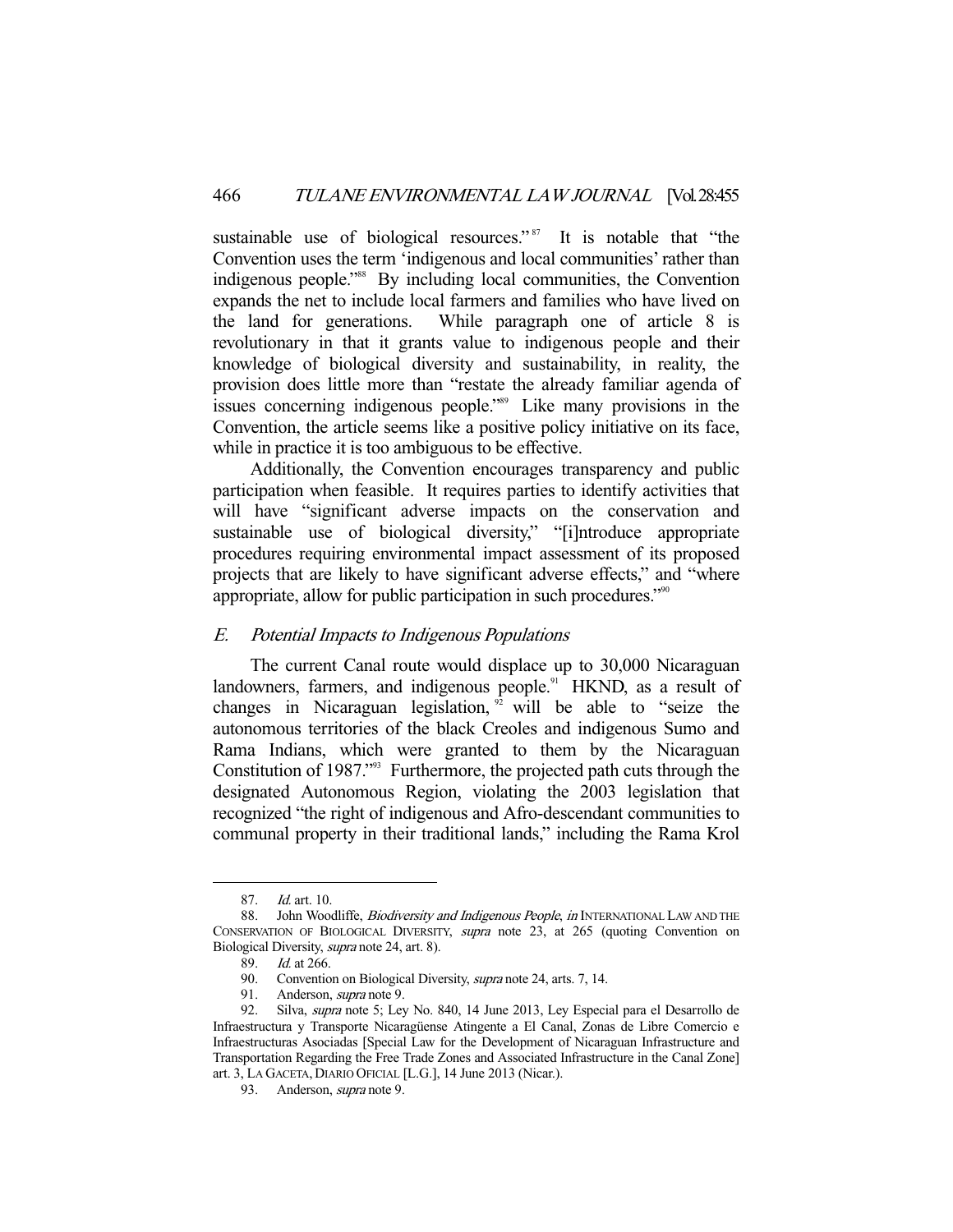sustainable use of biological resources."[87] It is notable that "the Convention uses the term 'indigenous and local communities' rather than indigenous people."[88] By including local communities, the Convention expands the net to include local farmers and families who have lived on the land for generations. While paragraph one of article 8 is revolutionary in that it grants value to indigenous people and their knowledge of biological diversity and sustainability, in reality, the provision does little more than "restate the already familiar agenda of issues concerning indigenous people."[89] Like many provisions in the Convention, the article seems like a positive policy initiative on its face, while in practice it is too ambiguous to be effective.

Additionally, the Convention encourages transparency and public participation when feasible. It requires parties to identify activities that will have "significant adverse impacts on the conservation and sustainable use of biological diversity," "[i]ntroduce appropriate procedures requiring environmental impact assessment of its proposed projects that are likely to have significant adverse effects," and "where appropriate, allow for public participation in such procedures."[90]

### *E. Potential Impacts to Indigenous Populations*

The current Canal route would displace up to 30,000 Nicaraguan landowners, farmers, and indigenous people.[91] HKND, as a result of changes in Nicaraguan legislation,[92] will be able to "seize the autonomous territories of the black Creoles and indigenous Sumo and Rama Indians, which were granted to them by the Nicaraguan Constitution of 1987."[93] Furthermore, the projected path cuts through the designated Autonomous Region, violating the 2003 legislation that recognized "the right of indigenous and Afro-descendant communities to communal property in their traditional lands," including the Rama Krol

---

87. *Id.* art. 10.

88. John Woodliffe, *Biodiversity and Indigenous People*, *in* INTERNATIONAL LAW AND THE CONSERVATION OF BIOLOGICAL DIVERSITY, *supra* note 23, at 265 (quoting Convention on Biological Diversity, *supra* note 24, art. 8).

89. *Id.* at 266.

90. Convention on Biological Diversity, *supra* note 24, arts. 7, 14.

91. Anderson, *supra* note 9.

92. Silva, *supra* note 5; Ley No. 840, 14 June 2013, Ley Especial para el Desarrollo de Infraestructura y Transporte Nicaragüense Atingente a El Canal, Zonas de Libre Comercio e Infraestructuras Asociadas [Special Law for the Development of Nicaraguan Infrastructure and Transportation Regarding the Free Trade Zones and Associated Infrastructure in the Canal Zone] art. 3, LA GACETA, DIARIO OFICIAL [L.G.], 14 June 2013 (Nicar.).

93. Anderson, *supra* note 9.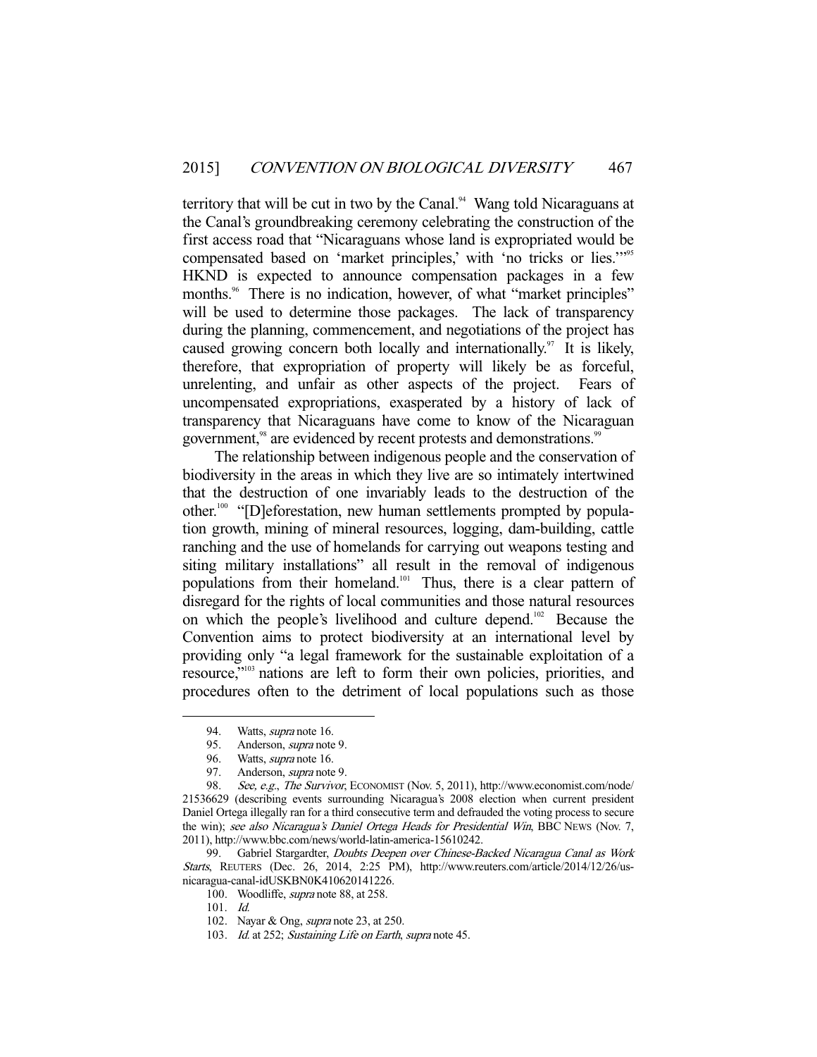territory that will be cut in two by the Canal.[94] Wang told Nicaraguans at the Canal's groundbreaking ceremony celebrating the construction of the first access road that "Nicaraguans whose land is expropriated would be compensated based on 'market principles,' with 'no tricks or lies.'"[95] HKND is expected to announce compensation packages in a few months.[96] There is no indication, however, of what "market principles" will be used to determine those packages. The lack of transparency during the planning, commencement, and negotiations of the project has caused growing concern both locally and internationally.[97] It is likely, therefore, that expropriation of property will likely be as forceful, unrelenting, and unfair as other aspects of the project. Fears of uncompensated expropriations, exasperated by a history of lack of transparency that Nicaraguans have come to know of the Nicaraguan government,[98] are evidenced by recent protests and demonstrations.[99]

The relationship between indigenous people and the conservation of biodiversity in the areas in which they live are so intimately intertwined that the destruction of one invariably leads to the destruction of the other.[100] "[D]eforestation, new human settlements prompted by population growth, mining of mineral resources, logging, dam-building, cattle ranching and the use of homelands for carrying out weapons testing and siting military installations" all result in the removal of indigenous populations from their homeland.[101] Thus, there is a clear pattern of disregard for the rights of local communities and those natural resources on which the people's livelihood and culture depend.[102] Because the Convention aims to protect biodiversity at an international level by providing only "a legal framework for the sustainable exploitation of a resource,"[103] nations are left to form their own policies, priorities, and procedures often to the detriment of local populations such as those

---

94. Watts, *supra* note 16.

95. Anderson, *supra* note 9.

96. Watts, *supra* note 16.

97. Anderson, *supra* note 9.

98. *See, e.g.*, *The Survivor*, ECONOMIST (Nov. 5, 2011), http://www.economist.com/node/21536629 (describing events surrounding Nicaragua's 2008 election when current president Daniel Ortega illegally ran for a third consecutive term and defrauded the voting process to secure the win); *see also Nicaragua's Daniel Ortega Heads for Presidential Win*, BBC NEWS (Nov. 7, 2011), http://www.bbc.com/news/world-latin-america-15610242.

99. Gabriel Stargardter, *Doubts Deepen over Chinese-Backed Nicaragua Canal as Work Starts*, REUTERS (Dec. 26, 2014, 2:25 PM), http://www.reuters.com/article/2014/12/26/us-nicaragua-canal-idUSKBN0K410620141226.

100. Woodliffe, *supra* note 88, at 258.

101. *Id.*

102. Nayar & Ong, *supra* note 23, at 250.

103. *Id.* at 252; *Sustaining Life on Earth*, *supra* note 45.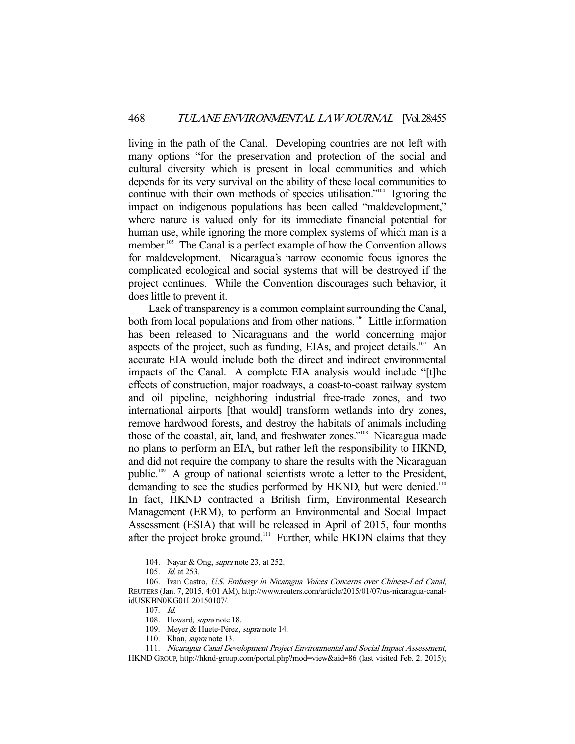living in the path of the Canal. Developing countries are not left with many options "for the preservation and protection of the social and cultural diversity which is present in local communities and which depends for its very survival on the ability of these local communities to continue with their own methods of species utilisation."[104] Ignoring the impact on indigenous populations has been called "maldevelopment," where nature is valued only for its immediate financial potential for human use, while ignoring the more complex systems of which man is a member.[105] The Canal is a perfect example of how the Convention allows for maldevelopment. Nicaragua's narrow economic focus ignores the complicated ecological and social systems that will be destroyed if the project continues. While the Convention discourages such behavior, it does little to prevent it.

Lack of transparency is a common complaint surrounding the Canal, both from local populations and from other nations.[106] Little information has been released to Nicaraguans and the world concerning major aspects of the project, such as funding, EIAs, and project details.[107] An accurate EIA would include both the direct and indirect environmental impacts of the Canal. A complete EIA analysis would include "[t]he effects of construction, major roadways, a coast-to-coast railway system and oil pipeline, neighboring industrial free-trade zones, and two international airports [that would] transform wetlands into dry zones, remove hardwood forests, and destroy the habitats of animals including those of the coastal, air, land, and freshwater zones."[108] Nicaragua made no plans to perform an EIA, but rather left the responsibility to HKND, and did not require the company to share the results with the Nicaraguan public.[109] A group of national scientists wrote a letter to the President, demanding to see the studies performed by HKND, but were denied.[110] In fact, HKND contracted a British firm, Environmental Research Management (ERM), to perform an Environmental and Social Impact Assessment (ESIA) that will be released in April of 2015, four months after the project broke ground.[111] Further, while HKDN claims that they

---

104. Nayar & Ong, *supra* note 23, at 252.

105. *Id.* at 253.

106. Ivan Castro, *U.S. Embassy in Nicaragua Voices Concerns over Chinese-Led Canal*, REUTERS (Jan. 7, 2015, 4:01 AM), http://www.reuters.com/article/2015/01/07/us-nicaragua-canal-idUSKBN0KG01L20150107/.

107. *Id.*

108. Howard, *supra* note 18.

109. Meyer & Huete-Pérez, *supra* note 14.

110. Khan, *supra* note 13.

111. *Nicaragua Canal Development Project Environmental and Social Impact Assessment*, HKND GROUP, http://hknd-group.com/portal.php?mod=view&aid=86 (last visited Feb. 2. 2015);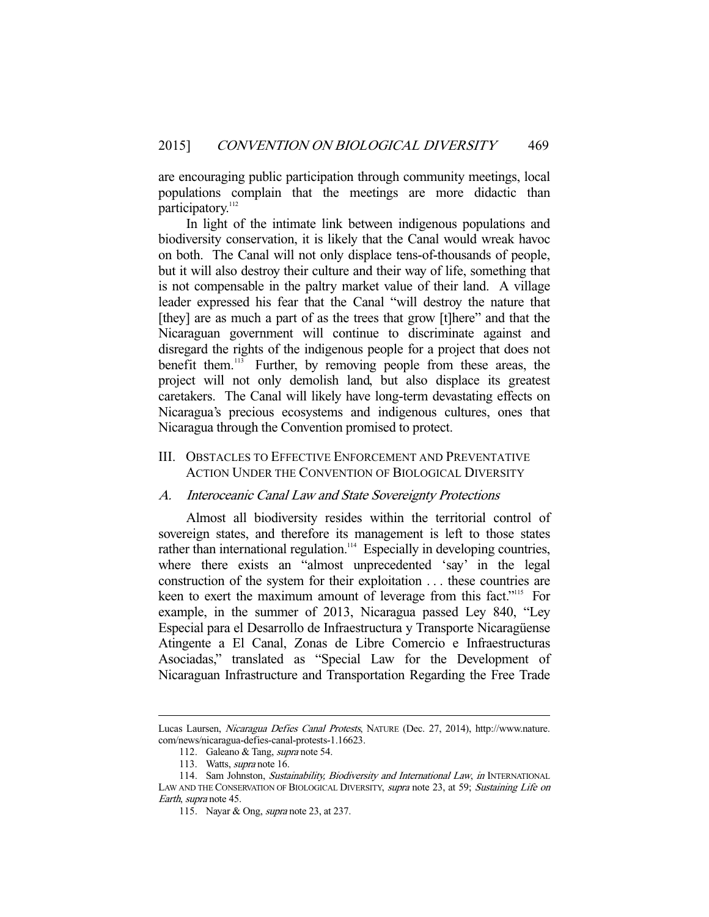are encouraging public participation through community meetings, local populations complain that the meetings are more didactic than participatory.[112]

In light of the intimate link between indigenous populations and biodiversity conservation, it is likely that the Canal would wreak havoc on both. The Canal will not only displace tens-of-thousands of people, but it will also destroy their culture and their way of life, something that is not compensable in the paltry market value of their land. A village leader expressed his fear that the Canal "will destroy the nature that [they] are as much a part of as the trees that grow [t]here" and that the Nicaraguan government will continue to discriminate against and disregard the rights of the indigenous people for a project that does not benefit them.[113] Further, by removing people from these areas, the project will not only demolish land, but also displace its greatest caretakers. The Canal will likely have long-term devastating effects on Nicaragua's precious ecosystems and indigenous cultures, ones that Nicaragua through the Convention promised to protect.

## III. Obstacles to Effective Enforcement and Preventative Action Under the Convention of Biological Diversity

### A. *Interoceanic Canal Law and State Sovereignty Protections*

Almost all biodiversity resides within the territorial control of sovereign states, and therefore its management is left to those states rather than international regulation.[114] Especially in developing countries, where there exists an "almost unprecedented 'say' in the legal construction of the system for their exploitation . . . these countries are keen to exert the maximum amount of leverage from this fact."[115] For example, in the summer of 2013, Nicaragua passed Ley 840, "Ley Especial para el Desarrollo de Infraestructura y Transporte Nicaragüense Atingente a El Canal, Zonas de Libre Comercio e Infraestructuras Asociadas," translated as "Special Law for the Development of Nicaraguan Infrastructure and Transportation Regarding the Free Trade

---

Lucas Laursen, *Nicaragua Defies Canal Protests*, NATURE (Dec. 27, 2014), http://www.nature.com/news/nicaragua-defies-canal-protests-1.16623.

112. Galeano & Tang, *supra* note 54.

113. Watts, *supra* note 16.

114. Sam Johnston, *Sustainability, Biodiversity and International Law*, *in* INTERNATIONAL LAW AND THE CONSERVATION OF BIOLOGICAL DIVERSITY, *supra* note 23, at 59; *Sustaining Life on Earth*, *supra* note 45.

115. Nayar & Ong, *supra* note 23, at 237.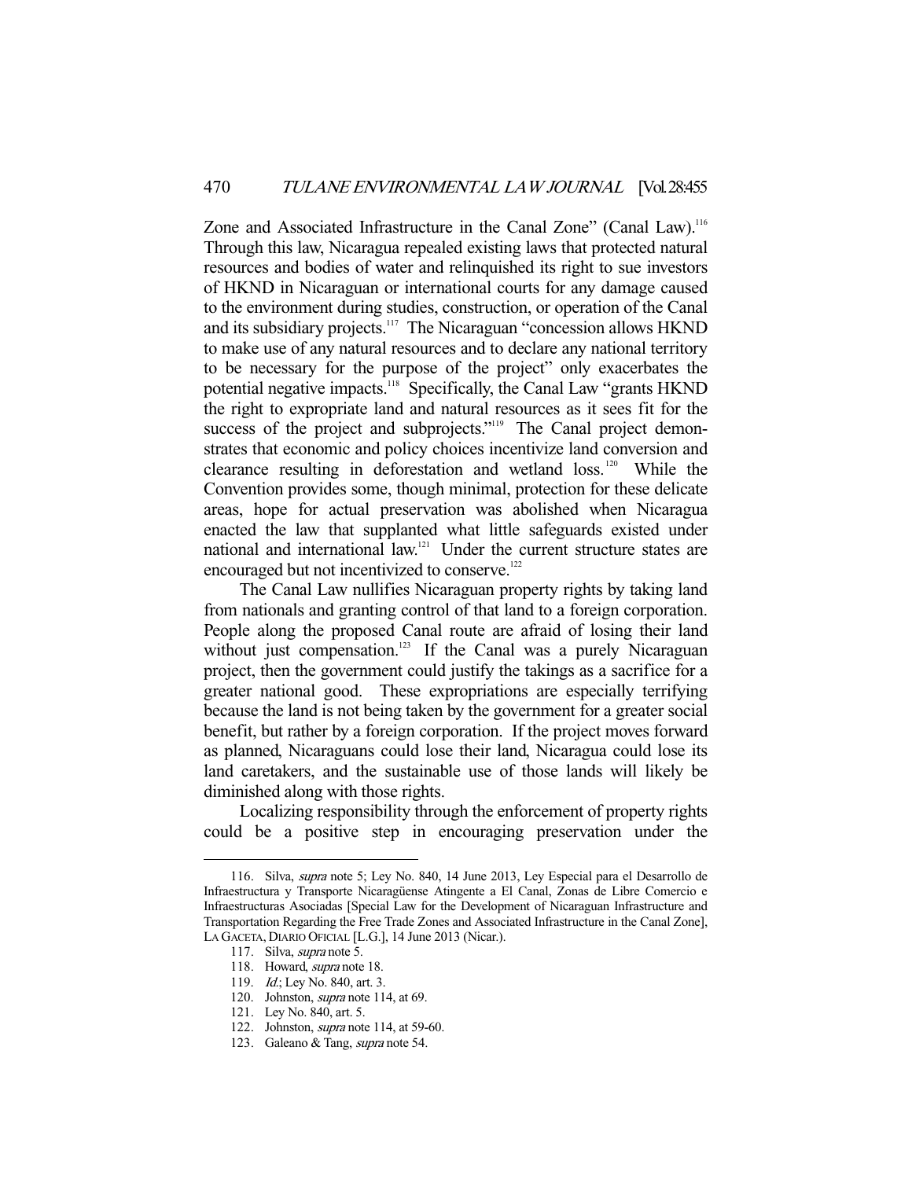Zone and Associated Infrastructure in the Canal Zone" (Canal Law).[116] Through this law, Nicaragua repealed existing laws that protected natural resources and bodies of water and relinquished its right to sue investors of HKND in Nicaraguan or international courts for any damage caused to the environment during studies, construction, or operation of the Canal and its subsidiary projects.[117] The Nicaraguan "concession allows HKND to make use of any natural resources and to declare any national territory to be necessary for the purpose of the project" only exacerbates the potential negative impacts.[118] Specifically, the Canal Law "grants HKND the right to expropriate land and natural resources as it sees fit for the success of the project and subprojects."[119] The Canal project demonstrates that economic and policy choices incentivize land conversion and clearance resulting in deforestation and wetland loss.[120] While the Convention provides some, though minimal, protection for these delicate areas, hope for actual preservation was abolished when Nicaragua enacted the law that supplanted what little safeguards existed under national and international law.[121] Under the current structure states are encouraged but not incentivized to conserve.[122]

The Canal Law nullifies Nicaraguan property rights by taking land from nationals and granting control of that land to a foreign corporation. People along the proposed Canal route are afraid of losing their land without just compensation.[123] If the Canal was a purely Nicaraguan project, then the government could justify the takings as a sacrifice for a greater national good. These expropriations are especially terrifying because the land is not being taken by the government for a greater social benefit, but rather by a foreign corporation. If the project moves forward as planned, Nicaraguans could lose their land, Nicaragua could lose its land caretakers, and the sustainable use of those lands will likely be diminished along with those rights.

Localizing responsibility through the enforcement of property rights could be a positive step in encouraging preservation under the

---

116. Silva, *supra* note 5; Ley No. 840, 14 June 2013, Ley Especial para el Desarrollo de Infraestructura y Transporte Nicaragüense Atingente a El Canal, Zonas de Libre Comercio e Infraestructuras Asociadas [Special Law for the Development of Nicaraguan Infrastructure and Transportation Regarding the Free Trade Zones and Associated Infrastructure in the Canal Zone], LA GACETA, DIARIO OFICIAL [L.G.], 14 June 2013 (Nicar.).

117. Silva, *supra* note 5.

118. Howard, *supra* note 18.

119. *Id.*; Ley No. 840, art. 3.

120. Johnston, *supra* note 114, at 69.

121. Ley No. 840, art. 5.

122. Johnston, *supra* note 114, at 59-60.

123. Galeano & Tang, *supra* note 54.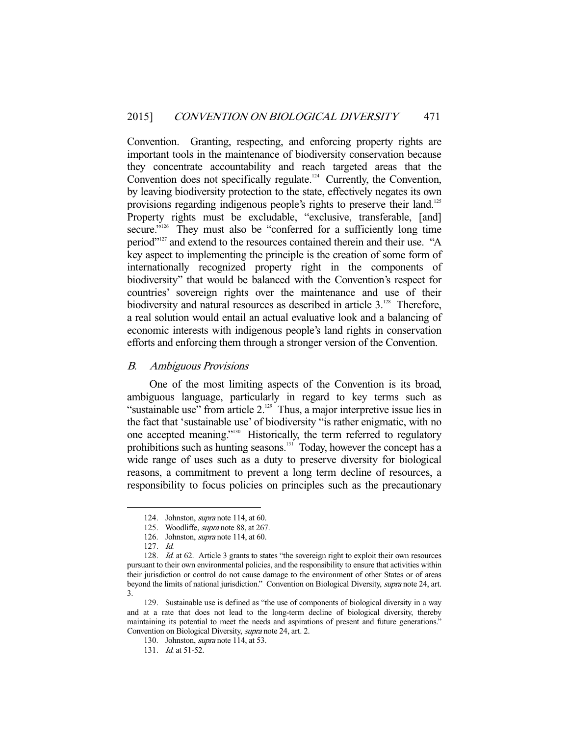Convention. Granting, respecting, and enforcing property rights are important tools in the maintenance of biodiversity conservation because they concentrate accountability and reach targeted areas that the Convention does not specifically regulate.[124] Currently, the Convention, by leaving biodiversity protection to the state, effectively negates its own provisions regarding indigenous people's rights to preserve their land.[125] Property rights must be excludable, "exclusive, transferable, [and] secure."[126] They must also be "conferred for a sufficiently long time period"[127] and extend to the resources contained therein and their use. "A key aspect to implementing the principle is the creation of some form of internationally recognized property right in the components of biodiversity" that would be balanced with the Convention's respect for countries' sovereign rights over the maintenance and use of their biodiversity and natural resources as described in article 3.[128] Therefore, a real solution would entail an actual evaluative look and a balancing of economic interests with indigenous people's land rights in conservation efforts and enforcing them through a stronger version of the Convention.

### *B. Ambiguous Provisions*

One of the most limiting aspects of the Convention is its broad, ambiguous language, particularly in regard to key terms such as "sustainable use" from article 2.[129] Thus, a major interpretive issue lies in the fact that 'sustainable use' of biodiversity "is rather enigmatic, with no one accepted meaning."[130] Historically, the term referred to regulatory prohibitions such as hunting seasons.[131] Today, however the concept has a wide range of uses such as a duty to preserve diversity for biological reasons, a commitment to prevent a long term decline of resources, a responsibility to focus policies on principles such as the precautionary

---

124. Johnston, *supra* note 114, at 60.

125. Woodliffe, *supra* note 88, at 267.

126. Johnston, *supra* note 114, at 60.

127. *Id.*

128. *Id.* at 62. Article 3 grants to states "the sovereign right to exploit their own resources pursuant to their own environmental policies, and the responsibility to ensure that activities within their jurisdiction or control do not cause damage to the environment of other States or of areas beyond the limits of national jurisdiction." Convention on Biological Diversity, *supra* note 24, art. 3.

129. Sustainable use is defined as "the use of components of biological diversity in a way and at a rate that does not lead to the long-term decline of biological diversity, thereby maintaining its potential to meet the needs and aspirations of present and future generations." Convention on Biological Diversity, *supra* note 24, art. 2.

130. Johnston, *supra* note 114, at 53.

131. *Id.* at 51-52.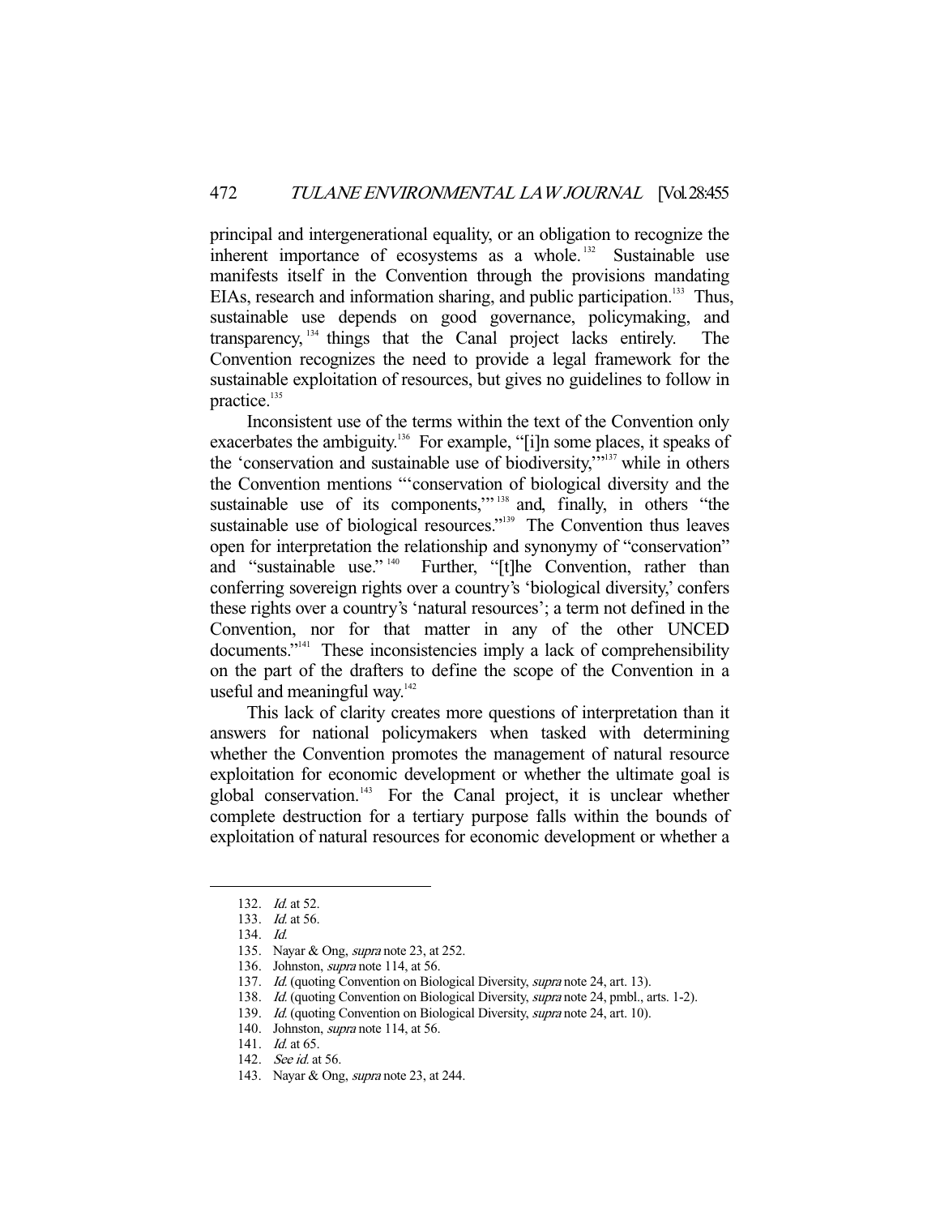principal and intergenerational equality, or an obligation to recognize the inherent importance of ecosystems as a whole.[132] Sustainable use manifests itself in the Convention through the provisions mandating EIAs, research and information sharing, and public participation.[133] Thus, sustainable use depends on good governance, policymaking, and transparency,[134] things that the Canal project lacks entirely. The Convention recognizes the need to provide a legal framework for the sustainable exploitation of resources, but gives no guidelines to follow in practice.[135]

Inconsistent use of the terms within the text of the Convention only exacerbates the ambiguity.[136] For example, "[i]n some places, it speaks of the 'conservation and sustainable use of biodiversity,'"[137] while in others the Convention mentions "'conservation of biological diversity and the sustainable use of its components,'"[138] and, finally, in others "the sustainable use of biological resources."[139] The Convention thus leaves open for interpretation the relationship and synonymy of "conservation" and "sustainable use."[140] Further, "[t]he Convention, rather than conferring sovereign rights over a country's 'biological diversity,' confers these rights over a country's 'natural resources'; a term not defined in the Convention, nor for that matter in any of the other UNCED documents."[141] These inconsistencies imply a lack of comprehensibility on the part of the drafters to define the scope of the Convention in a useful and meaningful way.[142]

This lack of clarity creates more questions of interpretation than it answers for national policymakers when tasked with determining whether the Convention promotes the management of natural resource exploitation for economic development or whether the ultimate goal is global conservation.[143] For the Canal project, it is unclear whether complete destruction for a tertiary purpose falls within the bounds of exploitation of natural resources for economic development or whether a

---

132. *Id.* at 52.
133. *Id.* at 56.
134. *Id.*
135. Nayar & Ong, *supra* note 23, at 252.
136. Johnston, *supra* note 114, at 56.
137. *Id.* (quoting Convention on Biological Diversity, *supra* note 24, art. 13).
138. *Id.* (quoting Convention on Biological Diversity, *supra* note 24, pmbl., arts. 1-2).
139. *Id.* (quoting Convention on Biological Diversity, *supra* note 24, art. 10).
140. Johnston, *supra* note 114, at 56.
141. *Id.* at 65.
142. *See id.* at 56.
143. Nayar & Ong, *supra* note 23, at 244.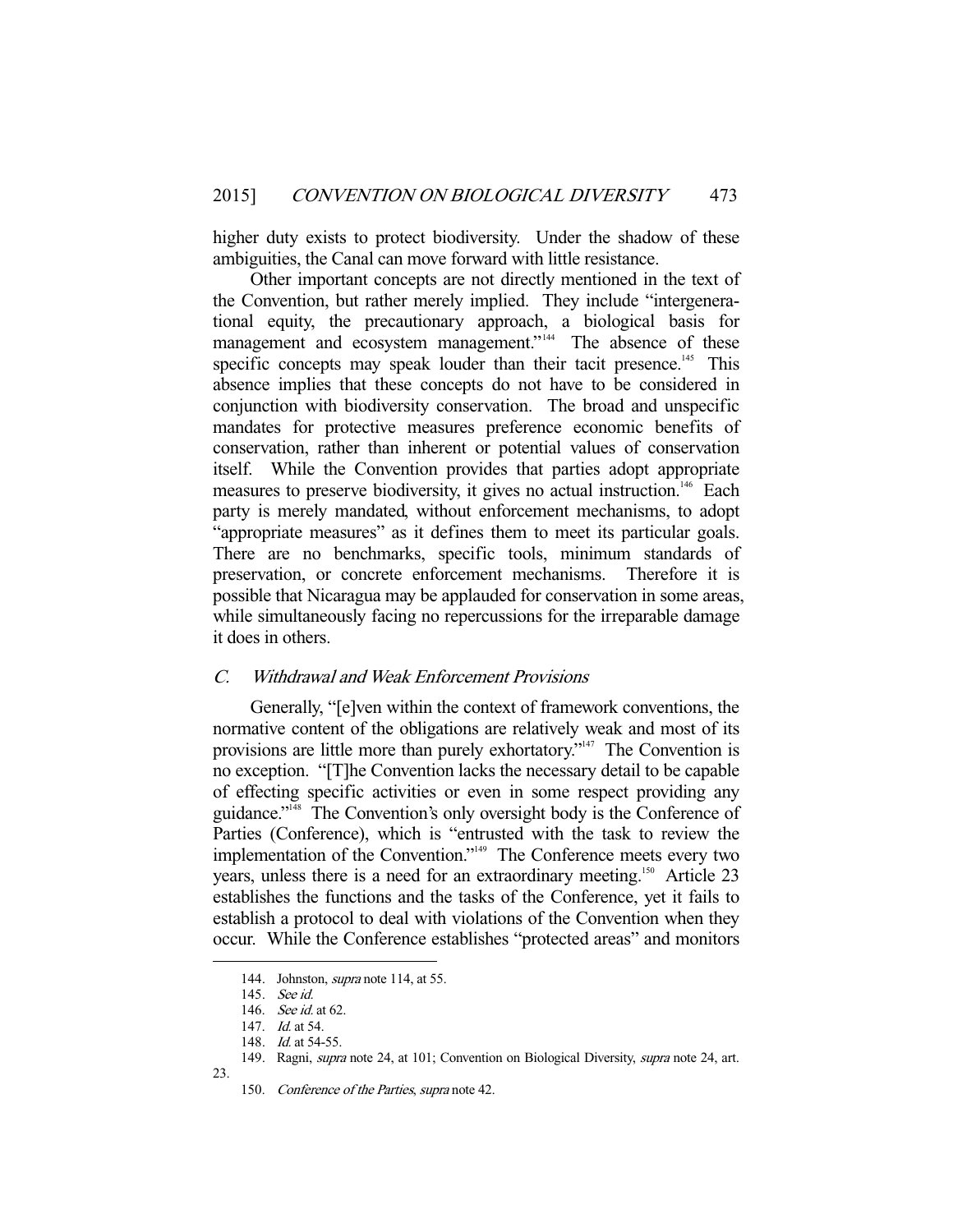higher duty exists to protect biodiversity. Under the shadow of these ambiguities, the Canal can move forward with little resistance.

Other important concepts are not directly mentioned in the text of the Convention, but rather merely implied. They include "intergenerational equity, the precautionary approach, a biological basis for management and ecosystem management."[144] The absence of these specific concepts may speak louder than their tacit presence.[145] This absence implies that these concepts do not have to be considered in conjunction with biodiversity conservation. The broad and unspecific mandates for protective measures preference economic benefits of conservation, rather than inherent or potential values of conservation itself. While the Convention provides that parties adopt appropriate measures to preserve biodiversity, it gives no actual instruction.[146] Each party is merely mandated, without enforcement mechanisms, to adopt "appropriate measures" as it defines them to meet its particular goals. There are no benchmarks, specific tools, minimum standards of preservation, or concrete enforcement mechanisms. Therefore it is possible that Nicaragua may be applauded for conservation in some areas, while simultaneously facing no repercussions for the irreparable damage it does in others.

### *C. Withdrawal and Weak Enforcement Provisions*

Generally, "[e]ven within the context of framework conventions, the normative content of the obligations are relatively weak and most of its provisions are little more than purely exhortatory."[147] The Convention is no exception. "[T]he Convention lacks the necessary detail to be capable of effecting specific activities or even in some respect providing any guidance."[148] The Convention's only oversight body is the Conference of Parties (Conference), which is "entrusted with the task to review the implementation of the Convention."[149] The Conference meets every two years, unless there is a need for an extraordinary meeting.[150] Article 23 establishes the functions and the tasks of the Conference, yet it fails to establish a protocol to deal with violations of the Convention when they occur. While the Conference establishes "protected areas" and monitors

---

144. Johnston, *supra* note 114, at 55.

145. *See id.*

146. *See id.* at 62.

147. *Id.* at 54.

148. *Id.* at 54-55.

149. Ragni, *supra* note 24, at 101; Convention on Biological Diversity, *supra* note 24, art. 23.

150. *Conference of the Parties*, *supra* note 42.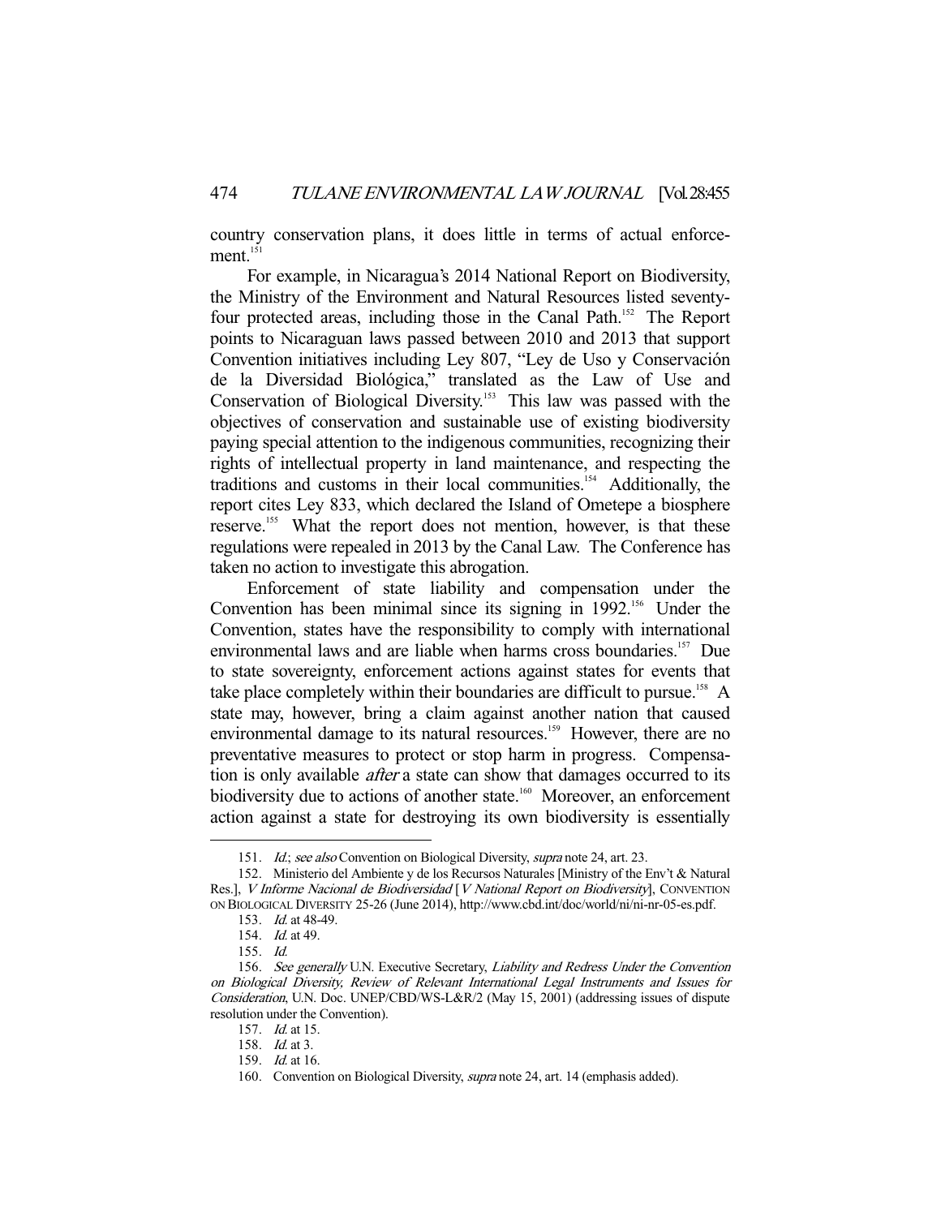country conservation plans, it does little in terms of actual enforcement.[151]

For example, in Nicaragua's 2014 National Report on Biodiversity, the Ministry of the Environment and Natural Resources listed seventy-four protected areas, including those in the Canal Path.[152] The Report points to Nicaraguan laws passed between 2010 and 2013 that support Convention initiatives including Ley 807, "Ley de Uso y Conservación de la Diversidad Biológica," translated as the Law of Use and Conservation of Biological Diversity.[153] This law was passed with the objectives of conservation and sustainable use of existing biodiversity paying special attention to the indigenous communities, recognizing their rights of intellectual property in land maintenance, and respecting the traditions and customs in their local communities.[154] Additionally, the report cites Ley 833, which declared the Island of Ometepe a biosphere reserve.[155] What the report does not mention, however, is that these regulations were repealed in 2013 by the Canal Law. The Conference has taken no action to investigate this abrogation.

Enforcement of state liability and compensation under the Convention has been minimal since its signing in 1992.[156] Under the Convention, states have the responsibility to comply with international environmental laws and are liable when harms cross boundaries.[157] Due to state sovereignty, enforcement actions against states for events that take place completely within their boundaries are difficult to pursue.[158] A state may, however, bring a claim against another nation that caused environmental damage to its natural resources.[159] However, there are no preventative measures to protect or stop harm in progress. Compensation is only available *after* a state can show that damages occurred to its biodiversity due to actions of another state.[160] Moreover, an enforcement action against a state for destroying its own biodiversity is essentially

---

151. *Id.*; *see also* Convention on Biological Diversity, *supra* note 24, art. 23.

152. Ministerio del Ambiente y de los Recursos Naturales [Ministry of the Env't & Natural Res.], *V Informe Nacional de Biodiversidad* [*V National Report on Biodiversity*], CONVENTION ON BIOLOGICAL DIVERSITY 25-26 (June 2014), http://www.cbd.int/doc/world/ni/ni-nr-05-es.pdf.

153. *Id.* at 48-49.

154. *Id.* at 49.

155. *Id.*

156. *See generally* U.N. Executive Secretary, *Liability and Redress Under the Convention on Biological Diversity, Review of Relevant International Legal Instruments and Issues for Consideration*, U.N. Doc. UNEP/CBD/WS-L&R/2 (May 15, 2001) (addressing issues of dispute resolution under the Convention).

157. *Id.* at 15.

158. *Id.* at 3.

159. *Id.* at 16.

160. Convention on Biological Diversity, *supra* note 24, art. 14 (emphasis added).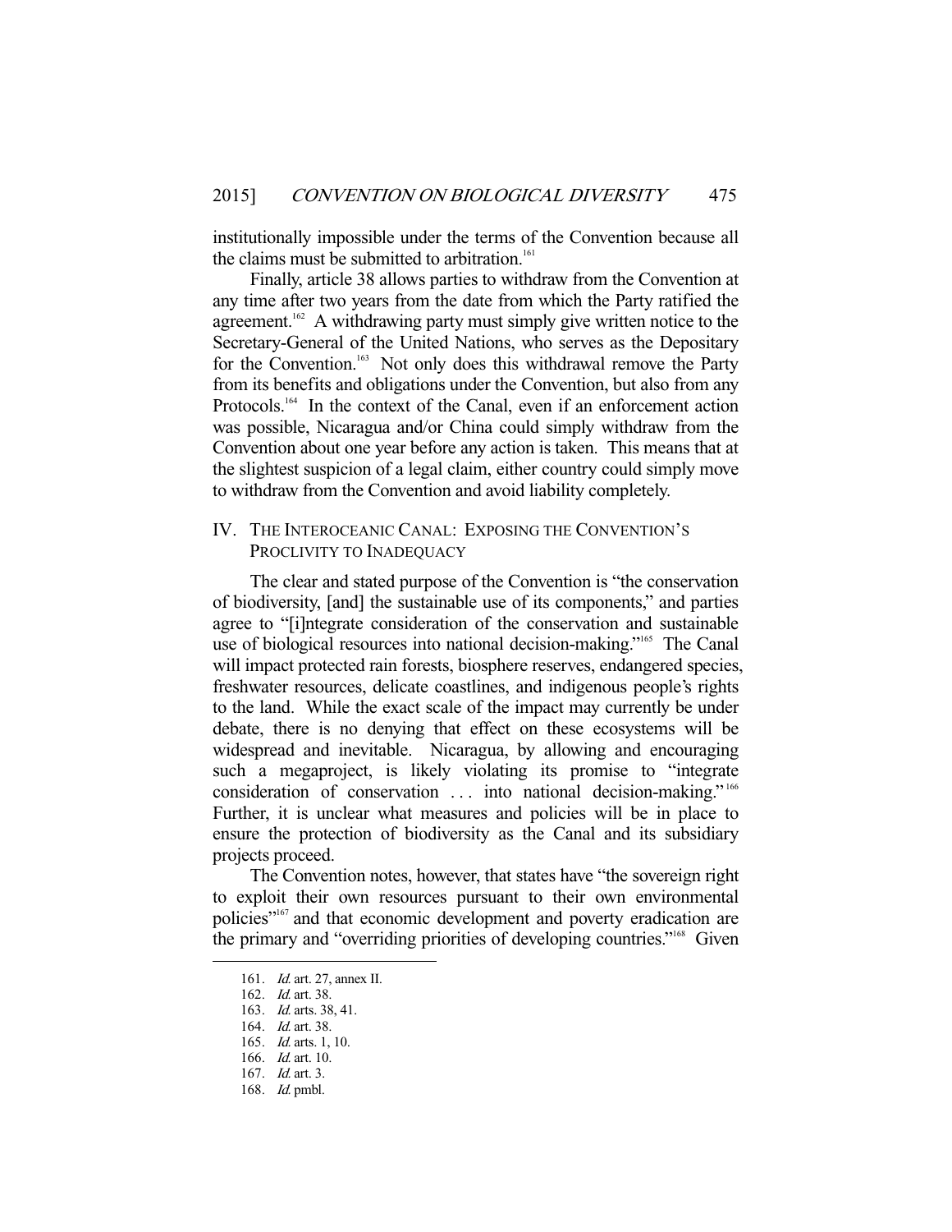institutionally impossible under the terms of the Convention because all the claims must be submitted to arbitration.[161]

Finally, article 38 allows parties to withdraw from the Convention at any time after two years from the date from which the Party ratified the agreement.[162] A withdrawing party must simply give written notice to the Secretary-General of the United Nations, who serves as the Depositary for the Convention.[163] Not only does this withdrawal remove the Party from its benefits and obligations under the Convention, but also from any Protocols.[164] In the context of the Canal, even if an enforcement action was possible, Nicaragua and/or China could simply withdraw from the Convention about one year before any action is taken. This means that at the slightest suspicion of a legal claim, either country could simply move to withdraw from the Convention and avoid liability completely.

## IV. THE INTEROCEANIC CANAL: EXPOSING THE CONVENTION'S PROCLIVITY TO INADEQUACY

The clear and stated purpose of the Convention is "the conservation of biodiversity, [and] the sustainable use of its components," and parties agree to "[i]ntegrate consideration of the conservation and sustainable use of biological resources into national decision-making."[165] The Canal will impact protected rain forests, biosphere reserves, endangered species, freshwater resources, delicate coastlines, and indigenous people's rights to the land. While the exact scale of the impact may currently be under debate, there is no denying that effect on these ecosystems will be widespread and inevitable. Nicaragua, by allowing and encouraging such a megaproject, is likely violating its promise to "integrate consideration of conservation . . . into national decision-making."[166] Further, it is unclear what measures and policies will be in place to ensure the protection of biodiversity as the Canal and its subsidiary projects proceed.

The Convention notes, however, that states have "the sovereign right to exploit their own resources pursuant to their own environmental policies"[167] and that economic development and poverty eradication are the primary and "overriding priorities of developing countries."[168] Given

---

161. *Id.* art. 27, annex II.
162. *Id.* art. 38.
163. *Id.* arts. 38, 41.
164. *Id.* art. 38.
165. *Id.* arts. 1, 10.
166. *Id.* art. 10.
167. *Id.* art. 3.
168. *Id.* pmbl.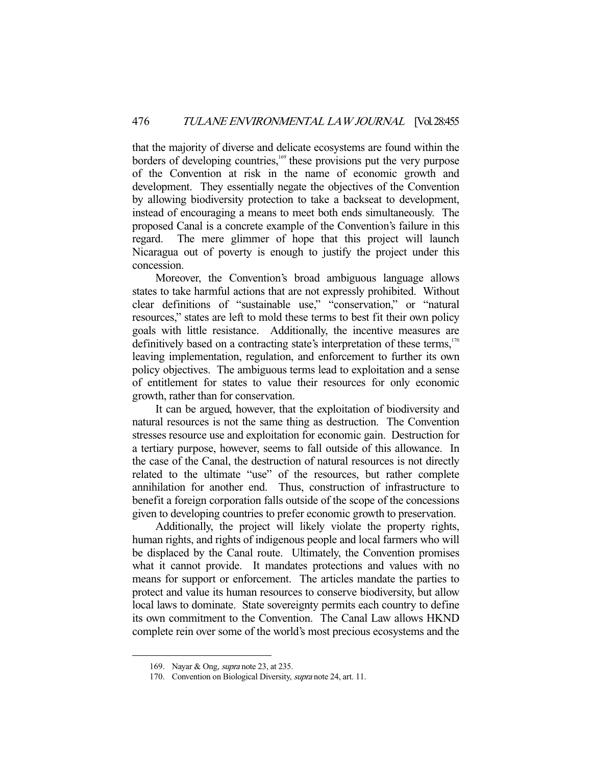that the majority of diverse and delicate ecosystems are found within the borders of developing countries,[169] these provisions put the very purpose of the Convention at risk in the name of economic growth and development. They essentially negate the objectives of the Convention by allowing biodiversity protection to take a backseat to development, instead of encouraging a means to meet both ends simultaneously. The proposed Canal is a concrete example of the Convention's failure in this regard. The mere glimmer of hope that this project will launch Nicaragua out of poverty is enough to justify the project under this concession.

Moreover, the Convention's broad ambiguous language allows states to take harmful actions that are not expressly prohibited. Without clear definitions of "sustainable use," "conservation," or "natural resources," states are left to mold these terms to best fit their own policy goals with little resistance. Additionally, the incentive measures are definitively based on a contracting state's interpretation of these terms,[170] leaving implementation, regulation, and enforcement to further its own policy objectives. The ambiguous terms lead to exploitation and a sense of entitlement for states to value their resources for only economic growth, rather than for conservation.

It can be argued, however, that the exploitation of biodiversity and natural resources is not the same thing as destruction. The Convention stresses resource use and exploitation for economic gain. Destruction for a tertiary purpose, however, seems to fall outside of this allowance. In the case of the Canal, the destruction of natural resources is not directly related to the ultimate "use" of the resources, but rather complete annihilation for another end. Thus, construction of infrastructure to benefit a foreign corporation falls outside of the scope of the concessions given to developing countries to prefer economic growth to preservation.

Additionally, the project will likely violate the property rights, human rights, and rights of indigenous people and local farmers who will be displaced by the Canal route. Ultimately, the Convention promises what it cannot provide. It mandates protections and values with no means for support or enforcement. The articles mandate the parties to protect and value its human resources to conserve biodiversity, but allow local laws to dominate. State sovereignty permits each country to define its own commitment to the Convention. The Canal Law allows HKND complete rein over some of the world's most precious ecosystems and the

---

169. Nayar & Ong, *supra* note 23, at 235.

170. Convention on Biological Diversity, *supra* note 24, art. 11.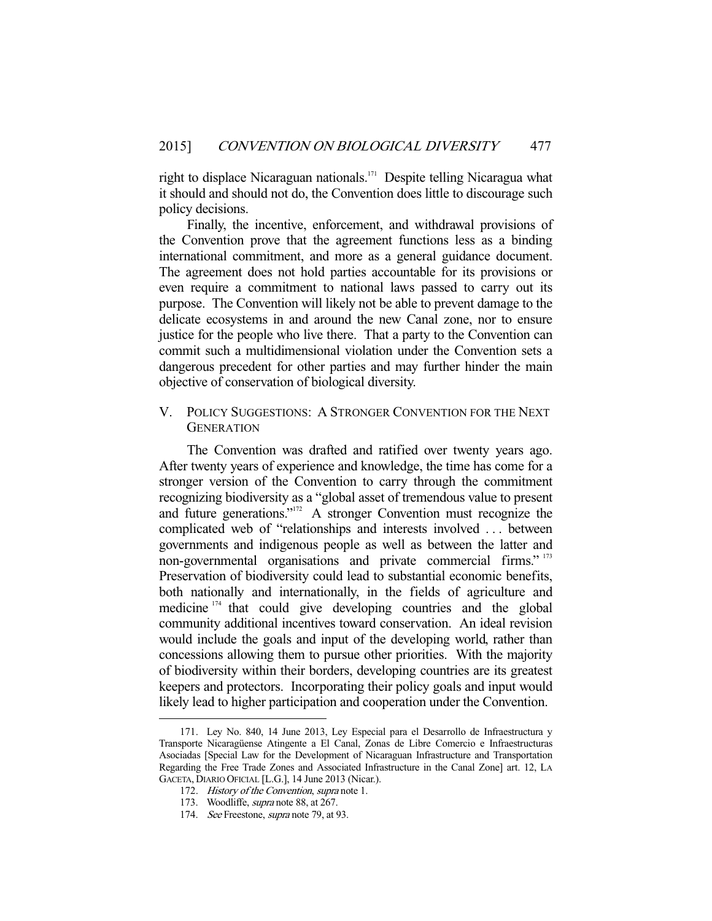right to displace Nicaraguan nationals.[171] Despite telling Nicaragua what it should and should not do, the Convention does little to discourage such policy decisions.

Finally, the incentive, enforcement, and withdrawal provisions of the Convention prove that the agreement functions less as a binding international commitment, and more as a general guidance document. The agreement does not hold parties accountable for its provisions or even require a commitment to national laws passed to carry out its purpose. The Convention will likely not be able to prevent damage to the delicate ecosystems in and around the new Canal zone, nor to ensure justice for the people who live there. That a party to the Convention can commit such a multidimensional violation under the Convention sets a dangerous precedent for other parties and may further hinder the main objective of conservation of biological diversity.

## V. POLICY SUGGESTIONS: A STRONGER CONVENTION FOR THE NEXT GENERATION

The Convention was drafted and ratified over twenty years ago. After twenty years of experience and knowledge, the time has come for a stronger version of the Convention to carry through the commitment recognizing biodiversity as a "global asset of tremendous value to present and future generations."[172] A stronger Convention must recognize the complicated web of "relationships and interests involved . . . between governments and indigenous people as well as between the latter and non-governmental organisations and private commercial firms."[173] Preservation of biodiversity could lead to substantial economic benefits, both nationally and internationally, in the fields of agriculture and medicine[174] that could give developing countries and the global community additional incentives toward conservation. An ideal revision would include the goals and input of the developing world, rather than concessions allowing them to pursue other priorities. With the majority of biodiversity within their borders, developing countries are its greatest keepers and protectors. Incorporating their policy goals and input would likely lead to higher participation and cooperation under the Convention.

---

171. Ley No. 840, 14 June 2013, Ley Especial para el Desarrollo de Infraestructura y Transporte Nicaragüense Atingente a El Canal, Zonas de Libre Comercio e Infraestructuras Asociadas [Special Law for the Development of Nicaraguan Infrastructure and Transportation Regarding the Free Trade Zones and Associated Infrastructure in the Canal Zone] art. 12, LA GACETA, DIARIO OFICIAL [L.G.], 14 June 2013 (Nicar.).

172. *History of the Convention*, *supra* note 1.

173. Woodliffe, *supra* note 88, at 267.

174. *See* Freestone, *supra* note 79, at 93.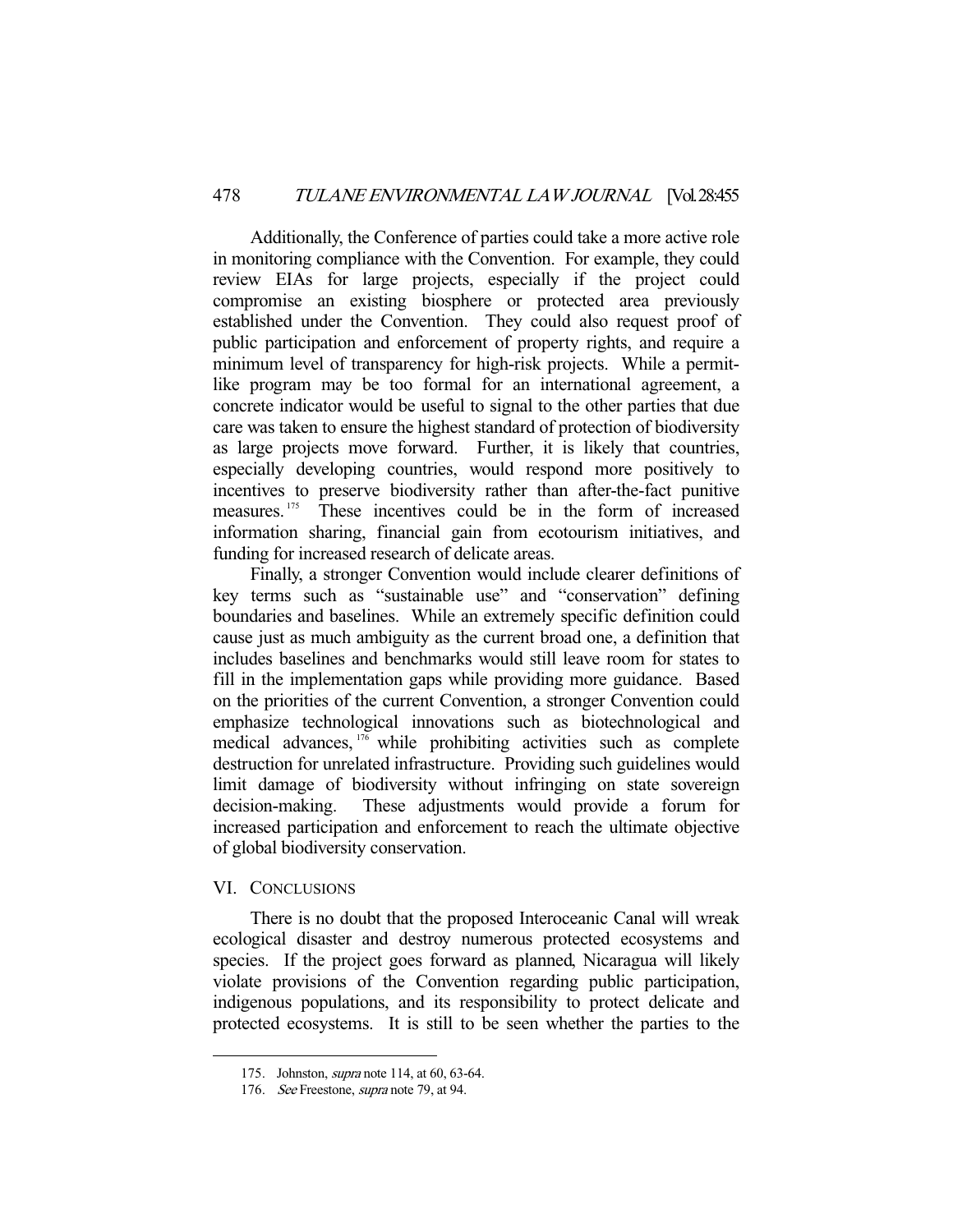Additionally, the Conference of parties could take a more active role in monitoring compliance with the Convention. For example, they could review EIAs for large projects, especially if the project could compromise an existing biosphere or protected area previously established under the Convention. They could also request proof of public participation and enforcement of property rights, and require a minimum level of transparency for high-risk projects. While a permit-like program may be too formal for an international agreement, a concrete indicator would be useful to signal to the other parties that due care was taken to ensure the highest standard of protection of biodiversity as large projects move forward. Further, it is likely that countries, especially developing countries, would respond more positively to incentives to preserve biodiversity rather than after-the-fact punitive measures.[175] These incentives could be in the form of increased information sharing, financial gain from ecotourism initiatives, and funding for increased research of delicate areas.

Finally, a stronger Convention would include clearer definitions of key terms such as "sustainable use" and "conservation" defining boundaries and baselines. While an extremely specific definition could cause just as much ambiguity as the current broad one, a definition that includes baselines and benchmarks would still leave room for states to fill in the implementation gaps while providing more guidance. Based on the priorities of the current Convention, a stronger Convention could emphasize technological innovations such as biotechnological and medical advances,[176] while prohibiting activities such as complete destruction for unrelated infrastructure. Providing such guidelines would limit damage of biodiversity without infringing on state sovereign decision-making. These adjustments would provide a forum for increased participation and enforcement to reach the ultimate objective of global biodiversity conservation.

## VI. CONCLUSIONS

There is no doubt that the proposed Interoceanic Canal will wreak ecological disaster and destroy numerous protected ecosystems and species. If the project goes forward as planned, Nicaragua will likely violate provisions of the Convention regarding public participation, indigenous populations, and its responsibility to protect delicate and protected ecosystems. It is still to be seen whether the parties to the

---

175. Johnston, *supra* note 114, at 60, 63-64.

176. *See* Freestone, *supra* note 79, at 94.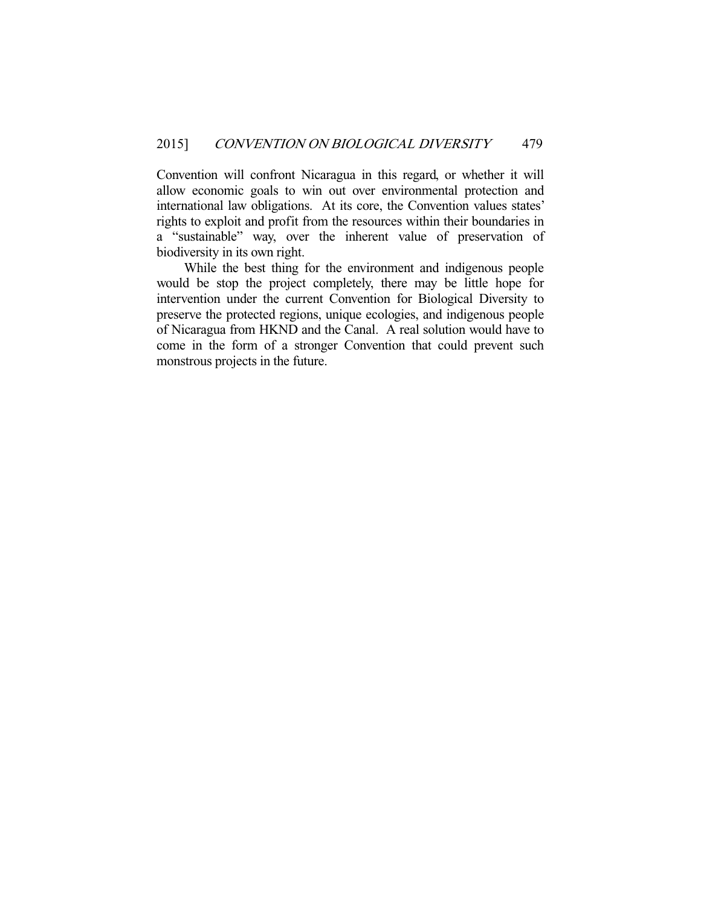Convention will confront Nicaragua in this regard, or whether it will allow economic goals to win out over environmental protection and international law obligations. At its core, the Convention values states' rights to exploit and profit from the resources within their boundaries in a "sustainable" way, over the inherent value of preservation of biodiversity in its own right.

While the best thing for the environment and indigenous people would be stop the project completely, there may be little hope for intervention under the current Convention for Biological Diversity to preserve the protected regions, unique ecologies, and indigenous people of Nicaragua from HKND and the Canal. A real solution would have to come in the form of a stronger Convention that could prevent such monstrous projects in the future.